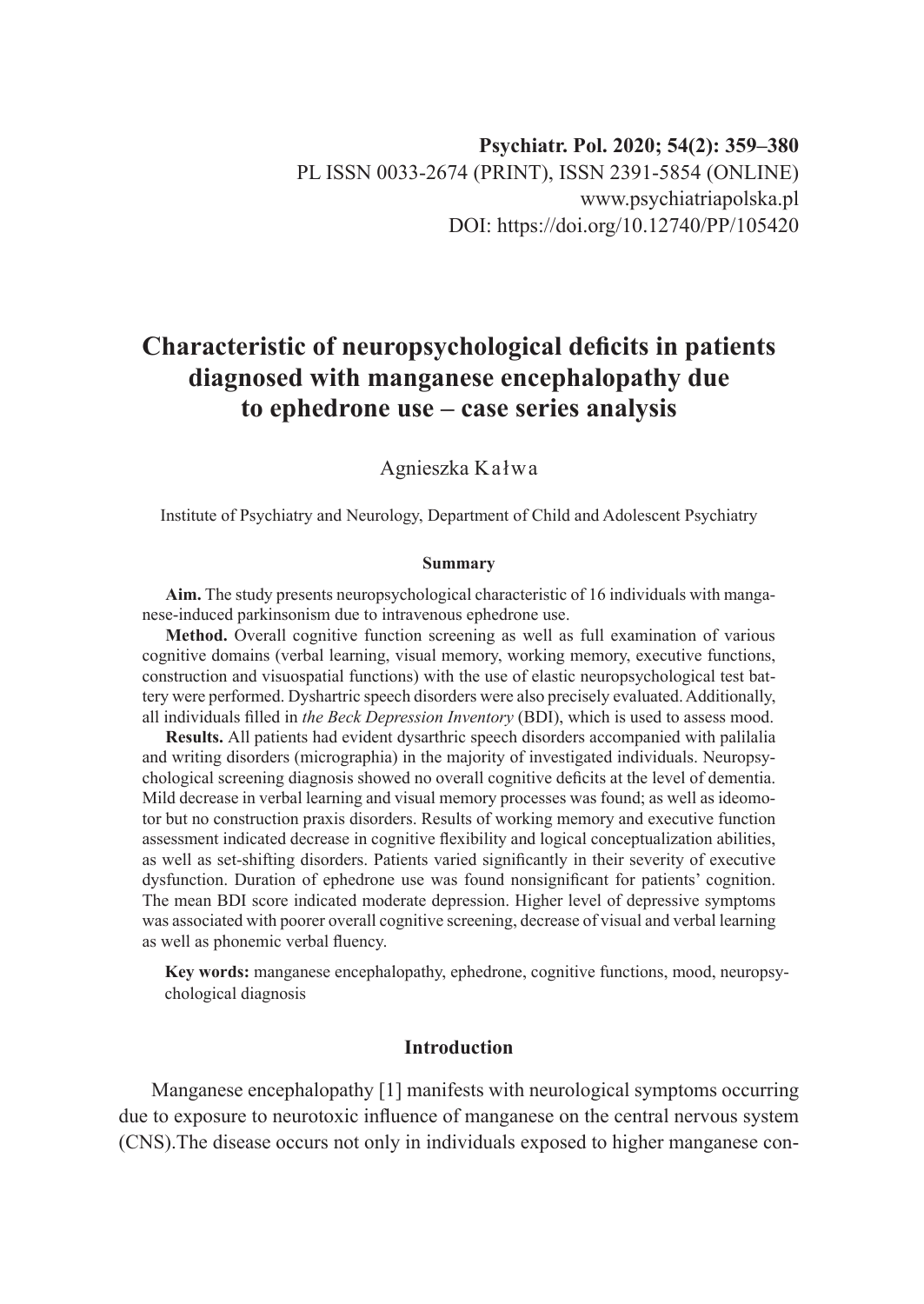Psychiatr. Pol. 2020; 54(2): 359–380
PL ISSN 0033-2674 (PRINT), ISSN 2391-5854 (ONLINE)
www.psychiatriapolska.pl
DOI: https://doi.org/10.12740/PP/105420

# Characteristic of neuropsychological deficits in patients diagnosed with manganese encephalopathy due to ephedrone use – case series analysis

Agnieszka Kałwa

Institute of Psychiatry and Neurology, Department of Child and Adolescent Psychiatry

**Summary**

**Aim.** The study presents neuropsychological characteristic of 16 individuals with manganese-induced parkinsonism due to intravenous ephedrone use.

**Method.** Overall cognitive function screening as well as full examination of various cognitive domains (verbal learning, visual memory, working memory, executive functions, construction and visuospatial functions) with the use of elastic neuropsychological test battery were performed. Dyshartric speech disorders were also precisely evaluated. Additionally, all individuals filled in *the Beck Depression Inventory* (BDI), which is used to assess mood.

**Results.** All patients had evident dysarthric speech disorders accompanied with palilalia and writing disorders (micrographia) in the majority of investigated individuals. Neuropsychological screening diagnosis showed no overall cognitive deficits at the level of dementia. Mild decrease in verbal learning and visual memory processes was found; as well as ideomotor but no construction praxis disorders. Results of working memory and executive function assessment indicated decrease in cognitive flexibility and logical conceptualization abilities, as well as set-shifting disorders. Patients varied significantly in their severity of executive dysfunction. Duration of ephedrone use was found nonsignificant for patients' cognition. The mean BDI score indicated moderate depression. Higher level of depressive symptoms was associated with poorer overall cognitive screening, decrease of visual and verbal learning as well as phonemic verbal fluency.

**Key words:** manganese encephalopathy, ephedrone, cognitive functions, mood, neuropsychological diagnosis

## Introduction

Manganese encephalopathy [1] manifests with neurological symptoms occurring due to exposure to neurotoxic influence of manganese on the central nervous system (CNS).The disease occurs not only in individuals exposed to higher manganese con-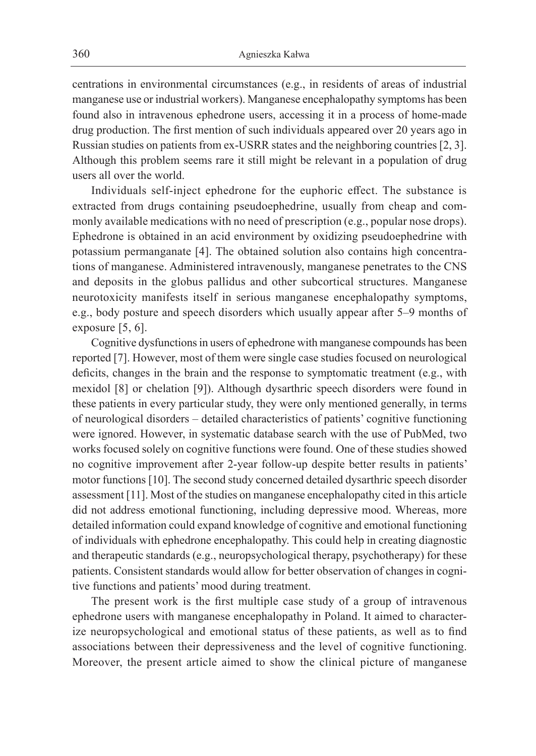centrations in environmental circumstances (e.g., in residents of areas of industrial manganese use or industrial workers). Manganese encephalopathy symptoms has been found also in intravenous ephedrone users, accessing it in a process of home-made drug production. The first mention of such individuals appeared over 20 years ago in Russian studies on patients from ex-USRR states and the neighboring countries [2, 3]. Although this problem seems rare it still might be relevant in a population of drug users all over the world.

Individuals self-inject ephedrone for the euphoric effect. The substance is extracted from drugs containing pseudoephedrine, usually from cheap and commonly available medications with no need of prescription (e.g., popular nose drops). Ephedrone is obtained in an acid environment by oxidizing pseudoephedrine with potassium permanganate [4]. The obtained solution also contains high concentrations of manganese. Administered intravenously, manganese penetrates to the CNS and deposits in the globus pallidus and other subcortical structures. Manganese neurotoxicity manifests itself in serious manganese encephalopathy symptoms, e.g., body posture and speech disorders which usually appear after 5–9 months of exposure [5, 6].

Cognitive dysfunctions in users of ephedrone with manganese compounds has been reported [7]. However, most of them were single case studies focused on neurological deficits, changes in the brain and the response to symptomatic treatment (e.g., with mexidol [8] or chelation [9]). Although dysarthric speech disorders were found in these patients in every particular study, they were only mentioned generally, in terms of neurological disorders – detailed characteristics of patients' cognitive functioning were ignored. However, in systematic database search with the use of PubMed, two works focused solely on cognitive functions were found. One of these studies showed no cognitive improvement after 2-year follow-up despite better results in patients' motor functions [10]. The second study concerned detailed dysarthric speech disorder assessment [11]. Most of the studies on manganese encephalopathy cited in this article did not address emotional functioning, including depressive mood. Whereas, more detailed information could expand knowledge of cognitive and emotional functioning of individuals with ephedrone encephalopathy. This could help in creating diagnostic and therapeutic standards (e.g., neuropsychological therapy, psychotherapy) for these patients. Consistent standards would allow for better observation of changes in cognitive functions and patients' mood during treatment.

The present work is the first multiple case study of a group of intravenous ephedrone users with manganese encephalopathy in Poland. It aimed to characterize neuropsychological and emotional status of these patients, as well as to find associations between their depressiveness and the level of cognitive functioning. Moreover, the present article aimed to show the clinical picture of manganese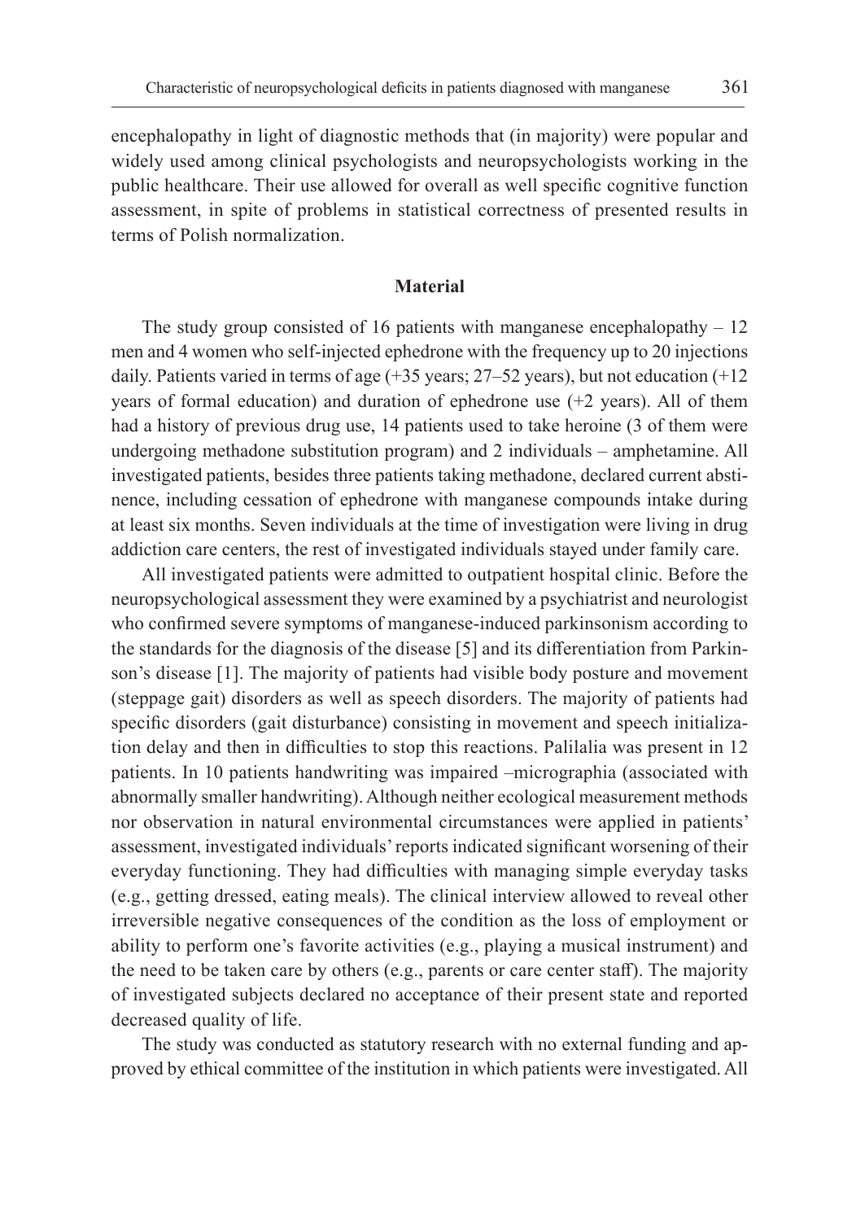encephalopathy in light of diagnostic methods that (in majority) were popular and widely used among clinical psychologists and neuropsychologists working in the public healthcare. Their use allowed for overall as well specific cognitive function assessment, in spite of problems in statistical correctness of presented results in terms of Polish normalization.

## Material

The study group consisted of 16 patients with manganese encephalopathy – 12 men and 4 women who self-injected ephedrone with the frequency up to 20 injections daily. Patients varied in terms of age (+35 years; 27–52 years), but not education (+12 years of formal education) and duration of ephedrone use (+2 years). All of them had a history of previous drug use, 14 patients used to take heroine (3 of them were undergoing methadone substitution program) and 2 individuals – amphetamine. All investigated patients, besides three patients taking methadone, declared current abstinence, including cessation of ephedrone with manganese compounds intake during at least six months. Seven individuals at the time of investigation were living in drug addiction care centers, the rest of investigated individuals stayed under family care.

All investigated patients were admitted to outpatient hospital clinic. Before the neuropsychological assessment they were examined by a psychiatrist and neurologist who confirmed severe symptoms of manganese-induced parkinsonism according to the standards for the diagnosis of the disease [5] and its differentiation from Parkinson's disease [1]. The majority of patients had visible body posture and movement (steppage gait) disorders as well as speech disorders. The majority of patients had specific disorders (gait disturbance) consisting in movement and speech initialization delay and then in difficulties to stop this reactions. Palilalia was present in 12 patients. In 10 patients handwriting was impaired –micrographia (associated with abnormally smaller handwriting). Although neither ecological measurement methods nor observation in natural environmental circumstances were applied in patients' assessment, investigated individuals' reports indicated significant worsening of their everyday functioning. They had difficulties with managing simple everyday tasks (e.g., getting dressed, eating meals). The clinical interview allowed to reveal other irreversible negative consequences of the condition as the loss of employment or ability to perform one's favorite activities (e.g., playing a musical instrument) and the need to be taken care by others (e.g., parents or care center staff). The majority of investigated subjects declared no acceptance of their present state and reported decreased quality of life.

The study was conducted as statutory research with no external funding and approved by ethical committee of the institution in which patients were investigated. All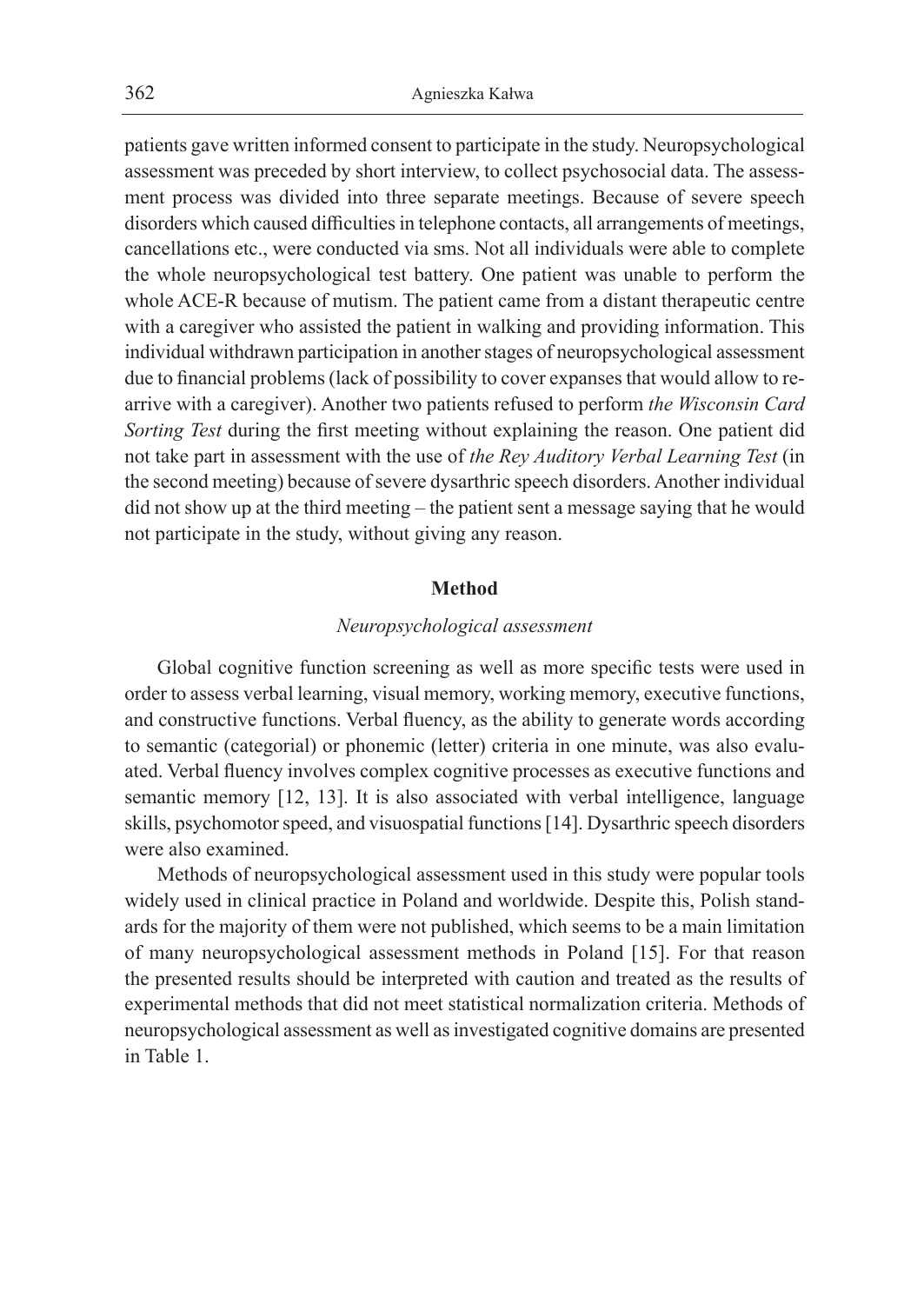patients gave written informed consent to participate in the study. Neuropsychological assessment was preceded by short interview, to collect psychosocial data. The assessment process was divided into three separate meetings. Because of severe speech disorders which caused difficulties in telephone contacts, all arrangements of meetings, cancellations etc., were conducted via sms. Not all individuals were able to complete the whole neuropsychological test battery. One patient was unable to perform the whole ACE-R because of mutism. The patient came from a distant therapeutic centre with a caregiver who assisted the patient in walking and providing information. This individual withdrawn participation in another stages of neuropsychological assessment due to financial problems (lack of possibility to cover expanses that would allow to re-arrive with a caregiver). Another two patients refused to perform *the Wisconsin Card Sorting Test* during the first meeting without explaining the reason. One patient did not take part in assessment with the use of *the Rey Auditory Verbal Learning Test* (in the second meeting) because of severe dysarthric speech disorders. Another individual did not show up at the third meeting – the patient sent a message saying that he would not participate in the study, without giving any reason.

## Method

### *Neuropsychological assessment*

Global cognitive function screening as well as more specific tests were used in order to assess verbal learning, visual memory, working memory, executive functions, and constructive functions. Verbal fluency, as the ability to generate words according to semantic (categorial) or phonemic (letter) criteria in one minute, was also evaluated. Verbal fluency involves complex cognitive processes as executive functions and semantic memory [12, 13]. It is also associated with verbal intelligence, language skills, psychomotor speed, and visuospatial functions [14]. Dysarthric speech disorders were also examined.

Methods of neuropsychological assessment used in this study were popular tools widely used in clinical practice in Poland and worldwide. Despite this, Polish standards for the majority of them were not published, which seems to be a main limitation of many neuropsychological assessment methods in Poland [15]. For that reason the presented results should be interpreted with caution and treated as the results of experimental methods that did not meet statistical normalization criteria. Methods of neuropsychological assessment as well as investigated cognitive domains are presented in Table 1.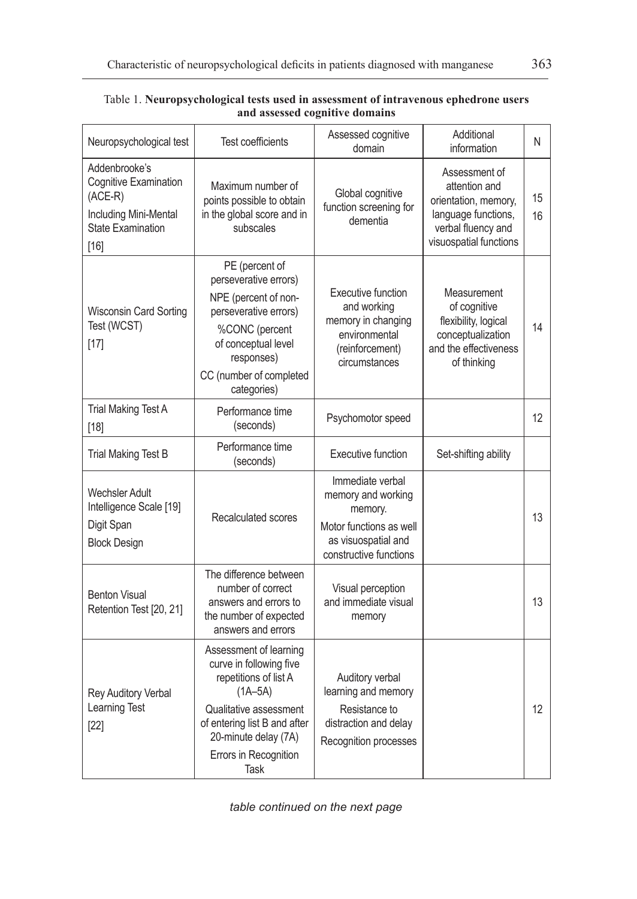Table 1. **Neuropsychological tests used in assessment of intravenous ephedrone users and assessed cognitive domains**

| Neuropsychological test | Test coefficients | Assessed cognitive domain | Additional information | N |
|---|---|---|---|---|
| Addenbrooke's Cognitive Examination (ACE-R) Including Mini-Mental State Examination [16] | Maximum number of points possible to obtain in the global score and in subscales | Global cognitive function screening for dementia | Assessment of attention and orientation, memory, language functions, verbal fluency and visuospatial functions | 15 16 |
| Wisconsin Card Sorting Test (WCST) [17] | PE (percent of perseverative errors) NPE (percent of non-perseverative errors) %CONC (percent of conceptual level responses) CC (number of completed categories) | Executive function and working memory in changing environmental (reinforcement) circumstances | Measurement of cognitive flexibility, logical conceptualization and the effectiveness of thinking | 14 |
| Trial Making Test A [18] | Performance time (seconds) | Psychomotor speed | | 12 |
| Trial Making Test B | Performance time (seconds) | Executive function | Set-shifting ability | |
| Wechsler Adult Intelligence Scale [19] Digit Span Block Design | Recalculated scores | Immediate verbal memory and working memory. Motor functions as well as visuospatial and constructive functions | | 13 |
| Benton Visual Retention Test [20, 21] | The difference between number of correct answers and errors to the number of expected answers and errors | Visual perception and immediate visual memory | | 13 |
| Rey Auditory Verbal Learning Test [22] | Assessment of learning curve in following five repetitions of list A (1A–5A) Qualitative assessment of entering list B and after 20-minute delay (7A) Errors in Recognition Task | Auditory verbal learning and memory Resistance to distraction and delay Recognition processes | | 12 |

*table continued on the next page*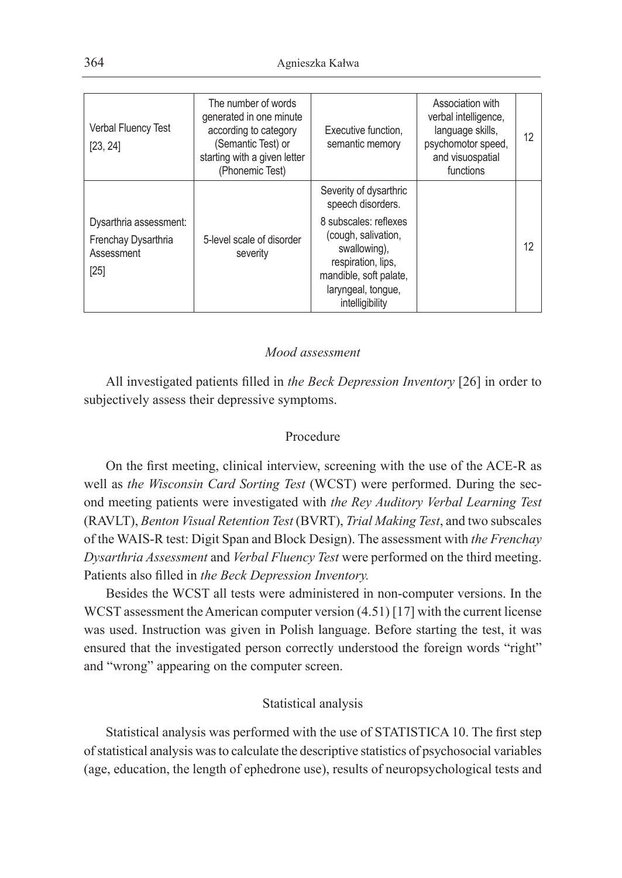| | | | | |
|---|---|---|---|---|
| Verbal Fluency Test [23, 24] | The number of words generated in one minute according to category (Semantic Test) or starting with a given letter (Phonemic Test) | Executive function, semantic memory | Association with verbal intelligence, language skills, psychomotor speed, and visuospatial functions | 12 |
| Dysarthria assessment: Frenchay Dysarthria Assessment [25] | 5-level scale of disorder severity | Severity of dysarthric speech disorders. 8 subscales: reflexes (cough, salivation, swallowing), respiration, lips, mandible, soft palate, laryngeal, tongue, intelligibility | | 12 |

*Mood assessment*

All investigated patients filled in *the Beck Depression Inventory* [26] in order to subjectively assess their depressive symptoms.

Procedure

On the first meeting, clinical interview, screening with the use of the ACE-R as well as *the Wisconsin Card Sorting Test* (WCST) were performed. During the second meeting patients were investigated with *the Rey Auditory Verbal Learning Test* (RAVLT), *Benton Visual Retention Test* (BVRT), *Trial Making Test*, and two subscales of the WAIS-R test: Digit Span and Block Design). The assessment with *the Frenchay Dysarthria Assessment* and *Verbal Fluency Test* were performed on the third meeting. Patients also filled in *the Beck Depression Inventory.*

Besides the WCST all tests were administered in non-computer versions. In the WCST assessment the American computer version (4.51) [17] with the current license was used. Instruction was given in Polish language. Before starting the test, it was ensured that the investigated person correctly understood the foreign words "right" and "wrong" appearing on the computer screen.

Statistical analysis

Statistical analysis was performed with the use of STATISTICA 10. The first step of statistical analysis was to calculate the descriptive statistics of psychosocial variables (age, education, the length of ephedrone use), results of neuropsychological tests and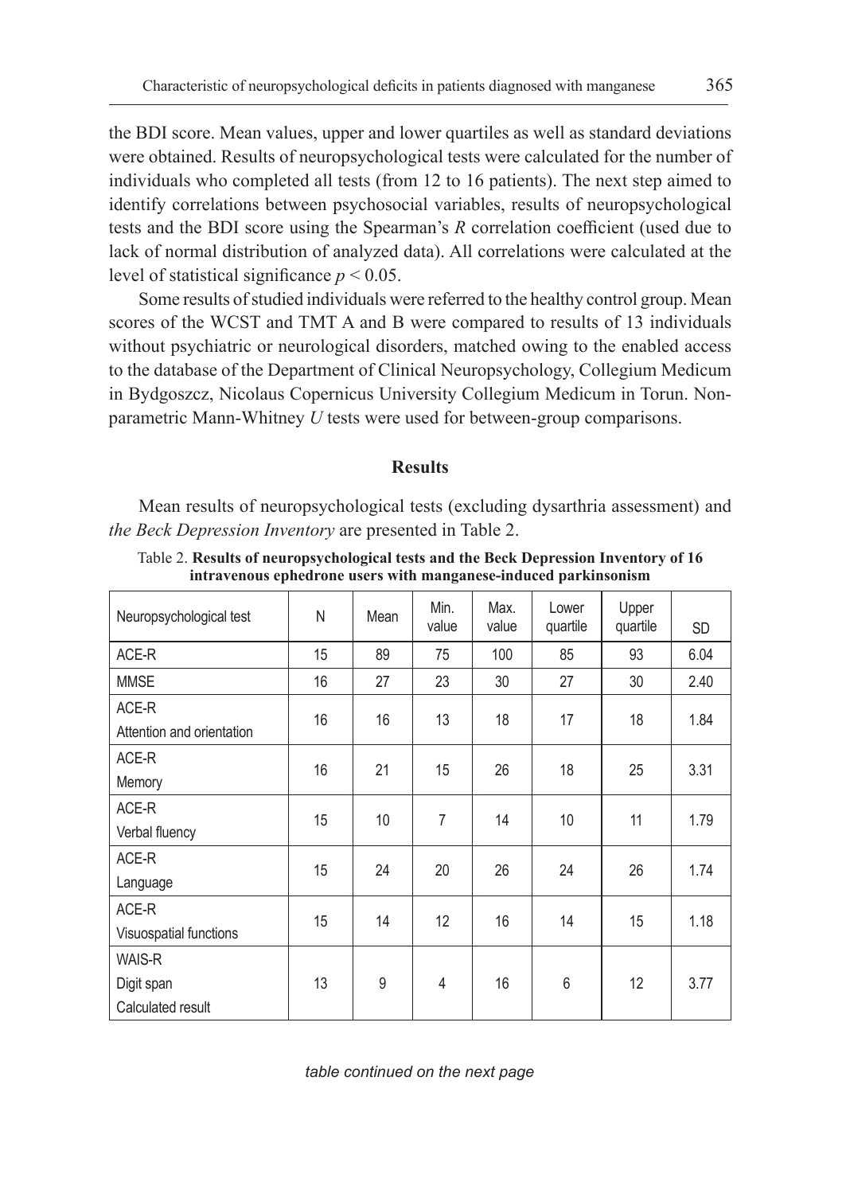the BDI score. Mean values, upper and lower quartiles as well as standard deviations were obtained. Results of neuropsychological tests were calculated for the number of individuals who completed all tests (from 12 to 16 patients). The next step aimed to identify correlations between psychosocial variables, results of neuropsychological tests and the BDI score using the Spearman's *R* correlation coefficient (used due to lack of normal distribution of analyzed data). All correlations were calculated at the level of statistical significance $p < 0.05$.

Some results of studied individuals were referred to the healthy control group. Mean scores of the WCST and TMT A and B were compared to results of 13 individuals without psychiatric or neurological disorders, matched owing to the enabled access to the database of the Department of Clinical Neuropsychology, Collegium Medicum in Bydgoszcz, Nicolaus Copernicus University Collegium Medicum in Torun. Non-parametric Mann-Whitney *U* tests were used for between-group comparisons.

## Results

Mean results of neuropsychological tests (excluding dysarthria assessment) and *the Beck Depression Inventory* are presented in Table 2.

Table 2. **Results of neuropsychological tests and the Beck Depression Inventory of 16 intravenous ephedrone users with manganese-induced parkinsonism**

| Neuropsychological test | N | Mean | Min. value | Max. value | Lower quartile | Upper quartile | SD |
|---|---|---|---|---|---|---|---|
| ACE-R | 15 | 89 | 75 | 100 | 85 | 93 | 6.04 |
| MMSE | 16 | 27 | 23 | 30 | 27 | 30 | 2.40 |
| ACE-R Attention and orientation | 16 | 16 | 13 | 18 | 17 | 18 | 1.84 |
| ACE-R Memory | 16 | 21 | 15 | 26 | 18 | 25 | 3.31 |
| ACE-R Verbal fluency | 15 | 10 | 7 | 14 | 10 | 11 | 1.79 |
| ACE-R Language | 15 | 24 | 20 | 26 | 24 | 26 | 1.74 |
| ACE-R Visuospatial functions | 15 | 14 | 12 | 16 | 14 | 15 | 1.18 |
| WAIS-R Digit span Calculated result | 13 | 9 | 4 | 16 | 6 | 12 | 3.77 |

*table continued on the next page*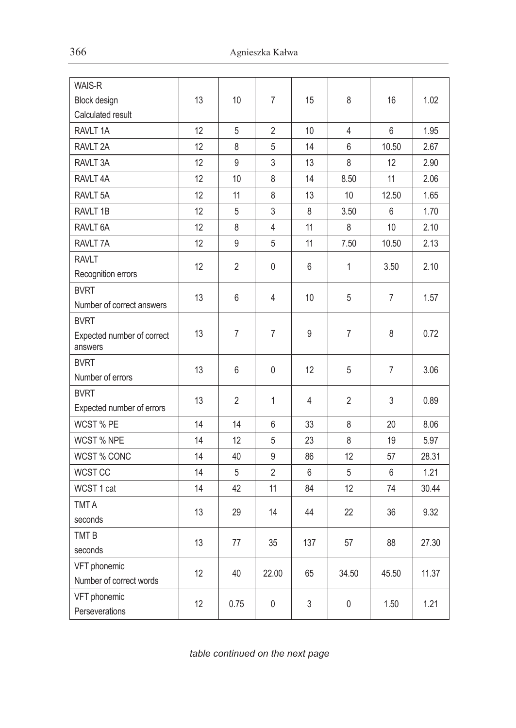| | | | | | | | |
|---|---|---|---|---|---|---|---|
| WAIS-R Block design Calculated result | 13 | 10 | 7 | 15 | 8 | 16 | 1.02 |
| RAVLT 1A | 12 | 5 | 2 | 10 | 4 | 6 | 1.95 |
| RAVLT 2A | 12 | 8 | 5 | 14 | 6 | 10.50 | 2.67 |
| RAVLT 3A | 12 | 9 | 3 | 13 | 8 | 12 | 2.90 |
| RAVLT 4A | 12 | 10 | 8 | 14 | 8.50 | 11 | 2.06 |
| RAVLT 5A | 12 | 11 | 8 | 13 | 10 | 12.50 | 1.65 |
| RAVLT 1B | 12 | 5 | 3 | 8 | 3.50 | 6 | 1.70 |
| RAVLT 6A | 12 | 8 | 4 | 11 | 8 | 10 | 2.10 |
| RAVLT 7A | 12 | 9 | 5 | 11 | 7.50 | 10.50 | 2.13 |
| RAVLT Recognition errors | 12 | 2 | 0 | 6 | 1 | 3.50 | 2.10 |
| BVRT Number of correct answers | 13 | 6 | 4 | 10 | 5 | 7 | 1.57 |
| BVRT Expected number of correct answers | 13 | 7 | 7 | 9 | 7 | 8 | 0.72 |
| BVRT Number of errors | 13 | 6 | 0 | 12 | 5 | 7 | 3.06 |
| BVRT Expected number of errors | 13 | 2 | 1 | 4 | 2 | 3 | 0.89 |
| WCST % PE | 14 | 14 | 6 | 33 | 8 | 20 | 8.06 |
| WCST % NPE | 14 | 12 | 5 | 23 | 8 | 19 | 5.97 |
| WCST % CONC | 14 | 40 | 9 | 86 | 12 | 57 | 28.31 |
| WCST CC | 14 | 5 | 2 | 6 | 5 | 6 | 1.21 |
| WCST 1 cat | 14 | 42 | 11 | 84 | 12 | 74 | 30.44 |
| TMT A seconds | 13 | 29 | 14 | 44 | 22 | 36 | 9.32 |
| TMT B seconds | 13 | 77 | 35 | 137 | 57 | 88 | 27.30 |
| VFT phonemic Number of correct words | 12 | 40 | 22.00 | 65 | 34.50 | 45.50 | 11.37 |
| VFT phonemic Perseverations | 12 | 0.75 | 0 | 3 | 0 | 1.50 | 1.21 |

*table continued on the next page*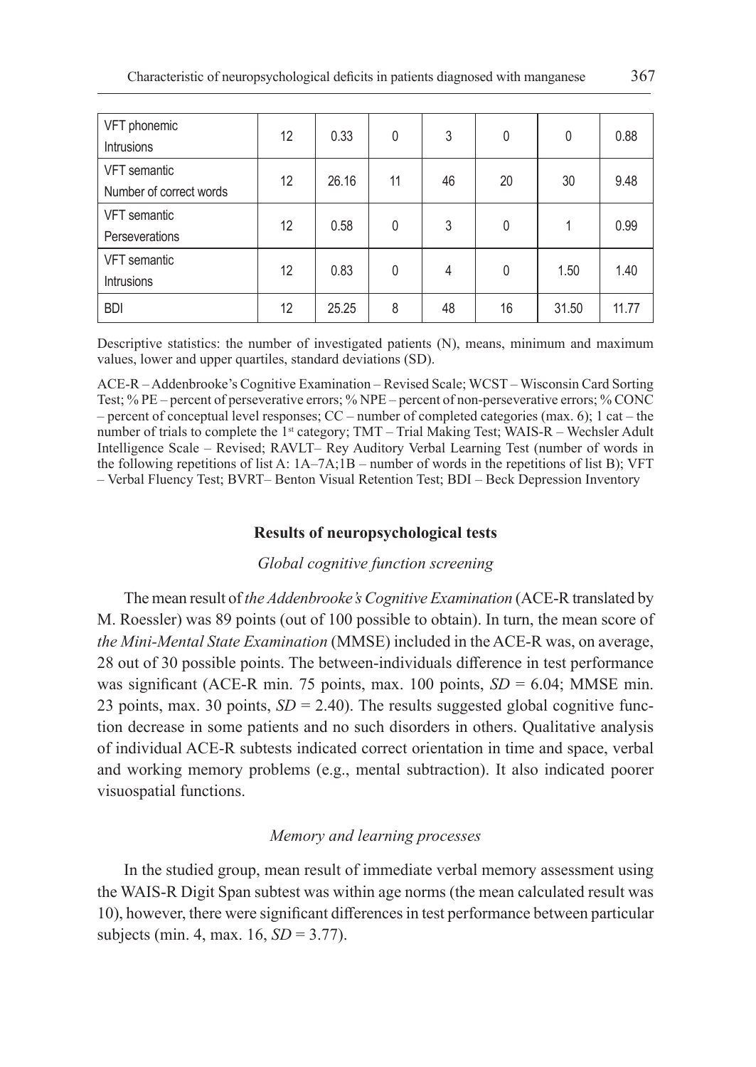| | | | | | | | |
|---|---|---|---|---|---|---|---|
| VFT phonemic Intrusions | 12 | 0.33 | 0 | 3 | 0 | 0 | 0.88 |
| VFT semantic Number of correct words | 12 | 26.16 | 11 | 46 | 20 | 30 | 9.48 |
| VFT semantic Perseverations | 12 | 0.58 | 0 | 3 | 0 | 1 | 0.99 |
| VFT semantic Intrusions | 12 | 0.83 | 0 | 4 | 0 | 1.50 | 1.40 |
| BDI | 12 | 25.25 | 8 | 48 | 16 | 31.50 | 11.77 |

Descriptive statistics: the number of investigated patients (N), means, minimum and maximum values, lower and upper quartiles, standard deviations (SD).

ACE-R – Addenbrooke's Cognitive Examination – Revised Scale; WCST – Wisconsin Card Sorting Test; % PE – percent of perseverative errors; % NPE – percent of non-perseverative errors; % CONC – percent of conceptual level responses; CC – number of completed categories (max. 6); 1 cat – the number of trials to complete the 1st category; TMT – Trial Making Test; WAIS-R – Wechsler Adult Intelligence Scale – Revised; RAVLT– Rey Auditory Verbal Learning Test (number of words in the following repetitions of list A: 1A–7A;1B – number of words in the repetitions of list B); VFT – Verbal Fluency Test; BVRT– Benton Visual Retention Test; BDI – Beck Depression Inventory

## Results of neuropsychological tests

### *Global cognitive function screening*

The mean result of *the Addenbrooke's Cognitive Examination* (ACE-R translated by M. Roessler) was 89 points (out of 100 possible to obtain). In turn, the mean score of *the Mini-Mental State Examination* (MMSE) included in the ACE-R was, on average, 28 out of 30 possible points. The between-individuals difference in test performance was significant (ACE-R min. 75 points, max. 100 points, *SD* = 6.04; MMSE min. 23 points, max. 30 points, *SD* = 2.40). The results suggested global cognitive function decrease in some patients and no such disorders in others. Qualitative analysis of individual ACE-R subtests indicated correct orientation in time and space, verbal and working memory problems (e.g., mental subtraction). It also indicated poorer visuospatial functions.

### *Memory and learning processes*

In the studied group, mean result of immediate verbal memory assessment using the WAIS-R Digit Span subtest was within age norms (the mean calculated result was 10), however, there were significant differences in test performance between particular subjects (min. 4, max. 16, *SD* = 3.77).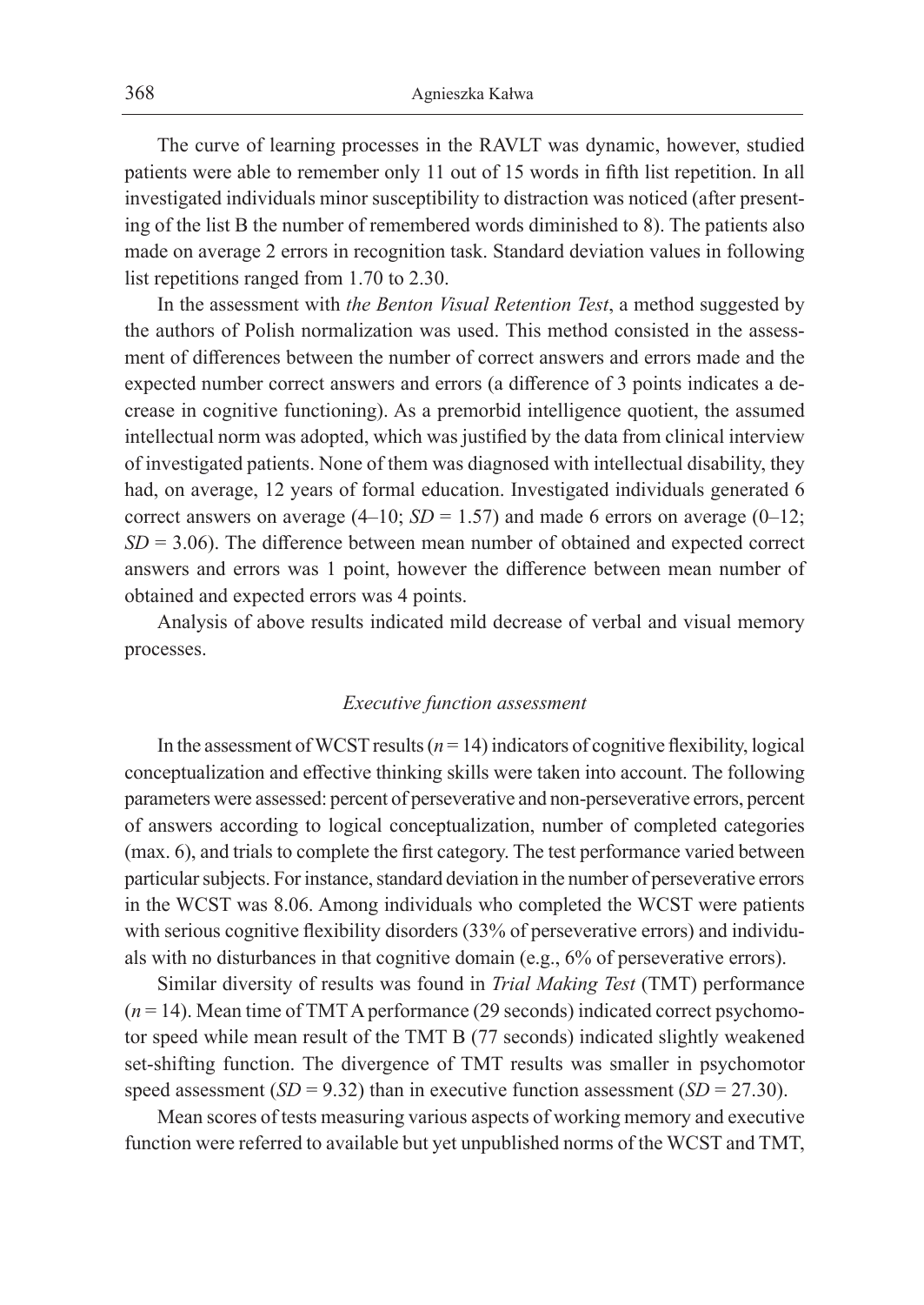The curve of learning processes in the RAVLT was dynamic, however, studied patients were able to remember only 11 out of 15 words in fifth list repetition. In all investigated individuals minor susceptibility to distraction was noticed (after presenting of the list B the number of remembered words diminished to 8). The patients also made on average 2 errors in recognition task. Standard deviation values in following list repetitions ranged from 1.70 to 2.30.

In the assessment with *the Benton Visual Retention Test*, a method suggested by the authors of Polish normalization was used. This method consisted in the assessment of differences between the number of correct answers and errors made and the expected number correct answers and errors (a difference of 3 points indicates a decrease in cognitive functioning). As a premorbid intelligence quotient, the assumed intellectual norm was adopted, which was justified by the data from clinical interview of investigated patients. None of them was diagnosed with intellectual disability, they had, on average, 12 years of formal education. Investigated individuals generated 6 correct answers on average (4–10; $SD = 1.57$) and made 6 errors on average (0–12; $SD = 3.06$). The difference between mean number of obtained and expected correct answers and errors was 1 point, however the difference between mean number of obtained and expected errors was 4 points.

Analysis of above results indicated mild decrease of verbal and visual memory processes.

### *Executive function assessment*

In the assessment of WCST results ($n = 14$) indicators of cognitive flexibility, logical conceptualization and effective thinking skills were taken into account. The following parameters were assessed: percent of perseverative and non-perseverative errors, percent of answers according to logical conceptualization, number of completed categories (max. 6), and trials to complete the first category. The test performance varied between particular subjects. For instance, standard deviation in the number of perseverative errors in the WCST was 8.06. Among individuals who completed the WCST were patients with serious cognitive flexibility disorders (33% of perseverative errors) and individuals with no disturbances in that cognitive domain (e.g., 6% of perseverative errors).

Similar diversity of results was found in *Trial Making Test* (TMT) performance ($n = 14$). Mean time of TMT A performance (29 seconds) indicated correct psychomotor speed while mean result of the TMT B (77 seconds) indicated slightly weakened set-shifting function. The divergence of TMT results was smaller in psychomotor speed assessment ($SD = 9.32$) than in executive function assessment ($SD = 27.30$).

Mean scores of tests measuring various aspects of working memory and executive function were referred to available but yet unpublished norms of the WCST and TMT,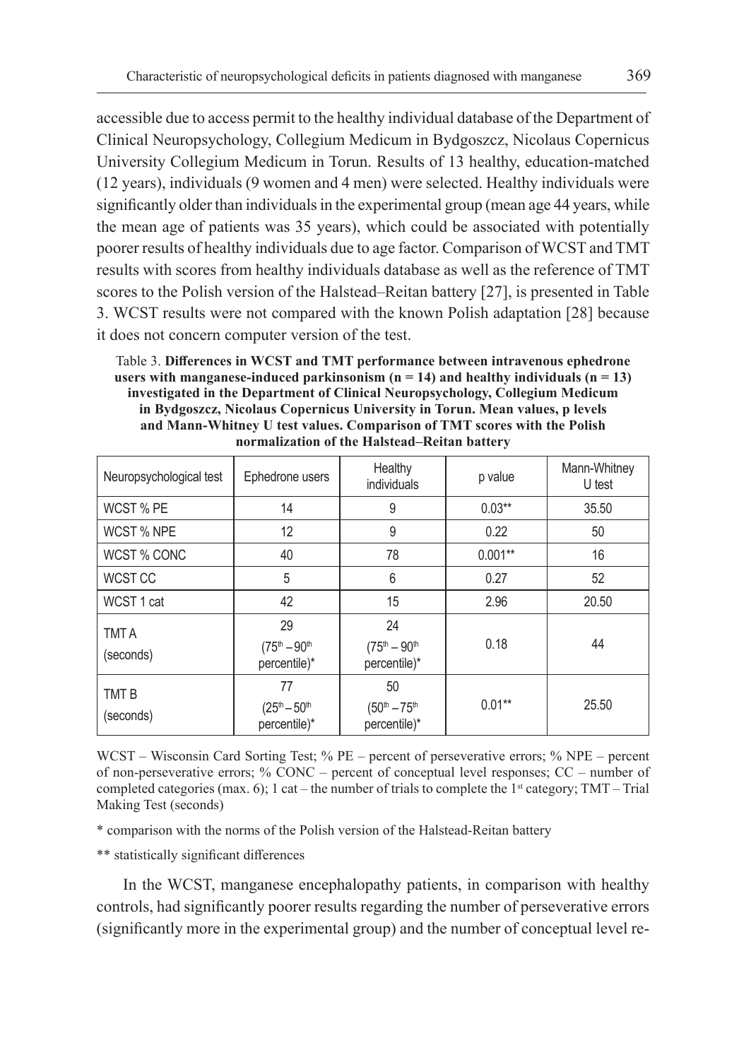accessible due to access permit to the healthy individual database of the Department of Clinical Neuropsychology, Collegium Medicum in Bydgoszcz, Nicolaus Copernicus University Collegium Medicum in Torun. Results of 13 healthy, education-matched (12 years), individuals (9 women and 4 men) were selected. Healthy individuals were significantly older than individuals in the experimental group (mean age 44 years, while the mean age of patients was 35 years), which could be associated with potentially poorer results of healthy individuals due to age factor. Comparison of WCST and TMT results with scores from healthy individuals database as well as the reference of TMT scores to the Polish version of the Halstead–Reitan battery [27], is presented in Table 3. WCST results were not compared with the known Polish adaptation [28] because it does not concern computer version of the test.

Table 3. **Differences in WCST and TMT performance between intravenous ephedrone users with manganese-induced parkinsonism (n = 14) and healthy individuals (n = 13) investigated in the Department of Clinical Neuropsychology, Collegium Medicum in Bydgoszcz, Nicolaus Copernicus University in Torun. Mean values, p levels and Mann-Whitney U test values. Comparison of TMT scores with the Polish normalization of the Halstead–Reitan battery**

| Neuropsychological test | Ephedrone users | Healthy individuals | p value | Mann-Whitney U test |
|---|---|---|---|---|
| WCST % PE | 14 | 9 | 0.03** | 35.50 |
| WCST % NPE | 12 | 9 | 0.22 | 50 |
| WCST % CONC | 40 | 78 | 0.001** | 16 |
| WCST CC | 5 | 6 | 0.27 | 52 |
| WCST 1 cat | 42 | 15 | 2.96 | 20.50 |
| TMT A (seconds) | 29 ($75^{th}$ – $90^{th}$ percentile)* | 24 ($75^{th}$ – $90^{th}$ percentile)* | 0.18 | 44 |
| TMT B (seconds) | 77 ($25^{th}$ – $50^{th}$ percentile)* | 50 ($50^{th}$ – $75^{th}$ percentile)* | 0.01** | 25.50 |

WCST – Wisconsin Card Sorting Test; % PE – percent of perseverative errors; % NPE – percent of non-perseverative errors; % CONC – percent of conceptual level responses; CC – number of completed categories (max. 6); 1 cat – the number of trials to complete the 1$^{st}$ category; TMT – Trial Making Test (seconds)

\* comparison with the norms of the Polish version of the Halstead-Reitan battery

\** statistically significant differences

In the WCST, manganese encephalopathy patients, in comparison with healthy controls, had significantly poorer results regarding the number of perseverative errors (significantly more in the experimental group) and the number of conceptual level re-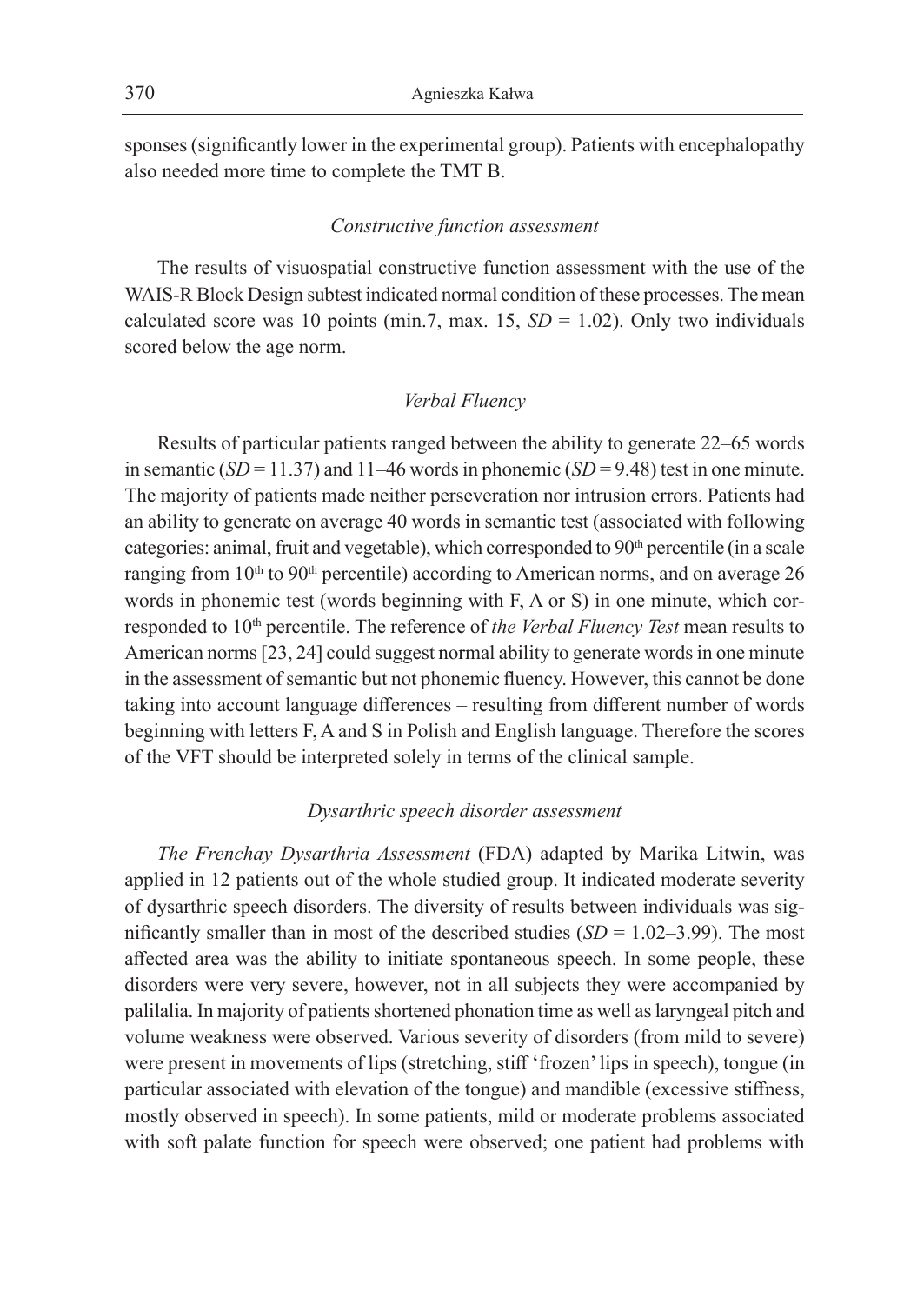sponses (significantly lower in the experimental group). Patients with encephalopathy also needed more time to complete the TMT B.

### *Constructive function assessment*

The results of visuospatial constructive function assessment with the use of the WAIS-R Block Design subtest indicated normal condition of these processes. The mean calculated score was 10 points (min.7, max. 15, $SD = 1.02$). Only two individuals scored below the age norm.

### *Verbal Fluency*

Results of particular patients ranged between the ability to generate 22–65 words in semantic ($SD = 11.37$) and 11–46 words in phonemic ($SD = 9.48$) test in one minute. The majority of patients made neither perseveration nor intrusion errors. Patients had an ability to generate on average 40 words in semantic test (associated with following categories: animal, fruit and vegetable), which corresponded to 90$^{th}$ percentile (in a scale ranging from 10$^{th}$ to 90$^{th}$ percentile) according to American norms, and on average 26 words in phonemic test (words beginning with F, A or S) in one minute, which corresponded to 10$^{th}$ percentile. The reference of *the Verbal Fluency Test* mean results to American norms [23, 24] could suggest normal ability to generate words in one minute in the assessment of semantic but not phonemic fluency. However, this cannot be done taking into account language differences – resulting from different number of words beginning with letters F, A and S in Polish and English language. Therefore the scores of the VFT should be interpreted solely in terms of the clinical sample.

### *Dysarthric speech disorder assessment*

*The Frenchay Dysarthria Assessment* (FDA) adapted by Marika Litwin, was applied in 12 patients out of the whole studied group. It indicated moderate severity of dysarthric speech disorders. The diversity of results between individuals was significantly smaller than in most of the described studies ($SD = 1.02$–$3.99$). The most affected area was the ability to initiate spontaneous speech. In some people, these disorders were very severe, however, not in all subjects they were accompanied by palilalia. In majority of patients shortened phonation time as well as laryngeal pitch and volume weakness were observed. Various severity of disorders (from mild to severe) were present in movements of lips (stretching, stiff 'frozen' lips in speech), tongue (in particular associated with elevation of the tongue) and mandible (excessive stiffness, mostly observed in speech). In some patients, mild or moderate problems associated with soft palate function for speech were observed; one patient had problems with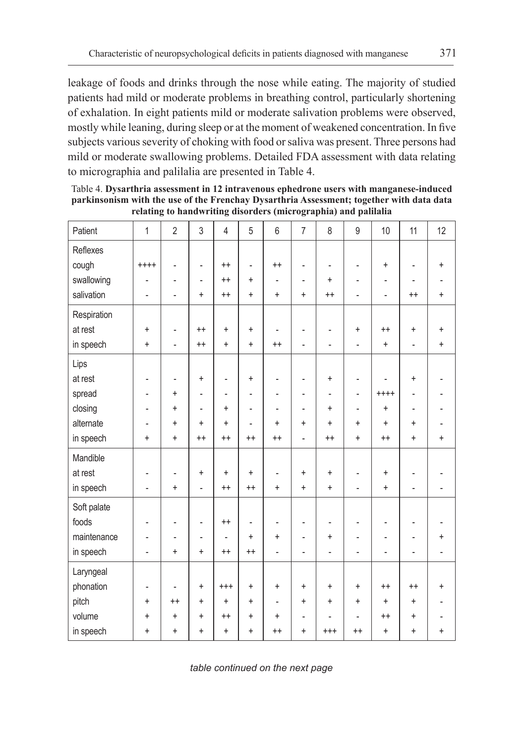leakage of foods and drinks through the nose while eating. The majority of studied patients had mild or moderate problems in breathing control, particularly shortening of exhalation. In eight patients mild or moderate salivation problems were observed, mostly while leaning, during sleep or at the moment of weakened concentration. In five subjects various severity of choking with food or saliva was present. Three persons had mild or moderate swallowing problems. Detailed FDA assessment with data relating to micrographia and palilalia are presented in Table 4.

Table 4. **Dysarthria assessment in 12 intravenous ephedrone users with manganese-induced parkinsonism with the use of the Frenchay Dysarthria Assessment; together with data data relating to handwriting disorders (micrographia) and palilalia**

| Patient | 1 | 2 | 3 | 4 | 5 | 6 | 7 | 8 | 9 | 10 | 11 | 12 |
|---|---|---|---|---|---|---|---|---|---|---|---|---|
| Reflexes | | | | | | | | | | | | |
| cough | ++++ | - | - | ++ | - | ++ | - | - | - | + | - | + |
| swallowing | - | - | - | ++ | + | - | - | + | - | - | - | - |
| salivation | - | - | + | ++ | + | + | + | ++ | - | - | ++ | + |
| Respiration | | | | | | | | | | | | |
| at rest | + | - | ++ | + | + | - | - | - | + | ++ | + | + |
| in speech | + | - | ++ | + | + | ++ | - | - | - | + | - | + |
| Lips | | | | | | | | | | | | |
| at rest | - | - | + | - | + | - | - | + | - | - | + | - |
| spread | - | + | - | - | - | - | - | - | - | ++++ | - | - |
| closing | - | + | - | + | - | - | - | + | - | + | - | - |
| alternate | - | + | + | + | - | + | + | + | + | + | + | - |
| in speech | + | + | ++ | ++ | ++ | ++ | - | ++ | + | ++ | + | + |
| Mandible | | | | | | | | | | | | |
| at rest | - | - | + | + | + | - | + | + | - | + | - | - |
| in speech | - | + | - | ++ | ++ | + | + | + | - | + | - | - |
| Soft palate | | | | | | | | | | | | |
| foods | - | - | - | ++ | - | - | - | - | - | - | - | - |
| maintenance | - | - | - | - | + | + | - | + | - | - | - | + |
| in speech | - | + | + | ++ | ++ | - | - | - | - | - | - | - |
| Laryngeal | | | | | | | | | | | | |
| phonation | - | - | + | +++ | + | + | + | + | + | ++ | ++ | + |
| pitch | + | ++ | + | + | + | - | + | + | + | + | + | - |
| volume | + | + | + | ++ | + | + | - | - | - | ++ | + | - |
| in speech | + | + | + | + | + | ++ | + | +++ | ++ | + | + | + |

*table continued on the next page*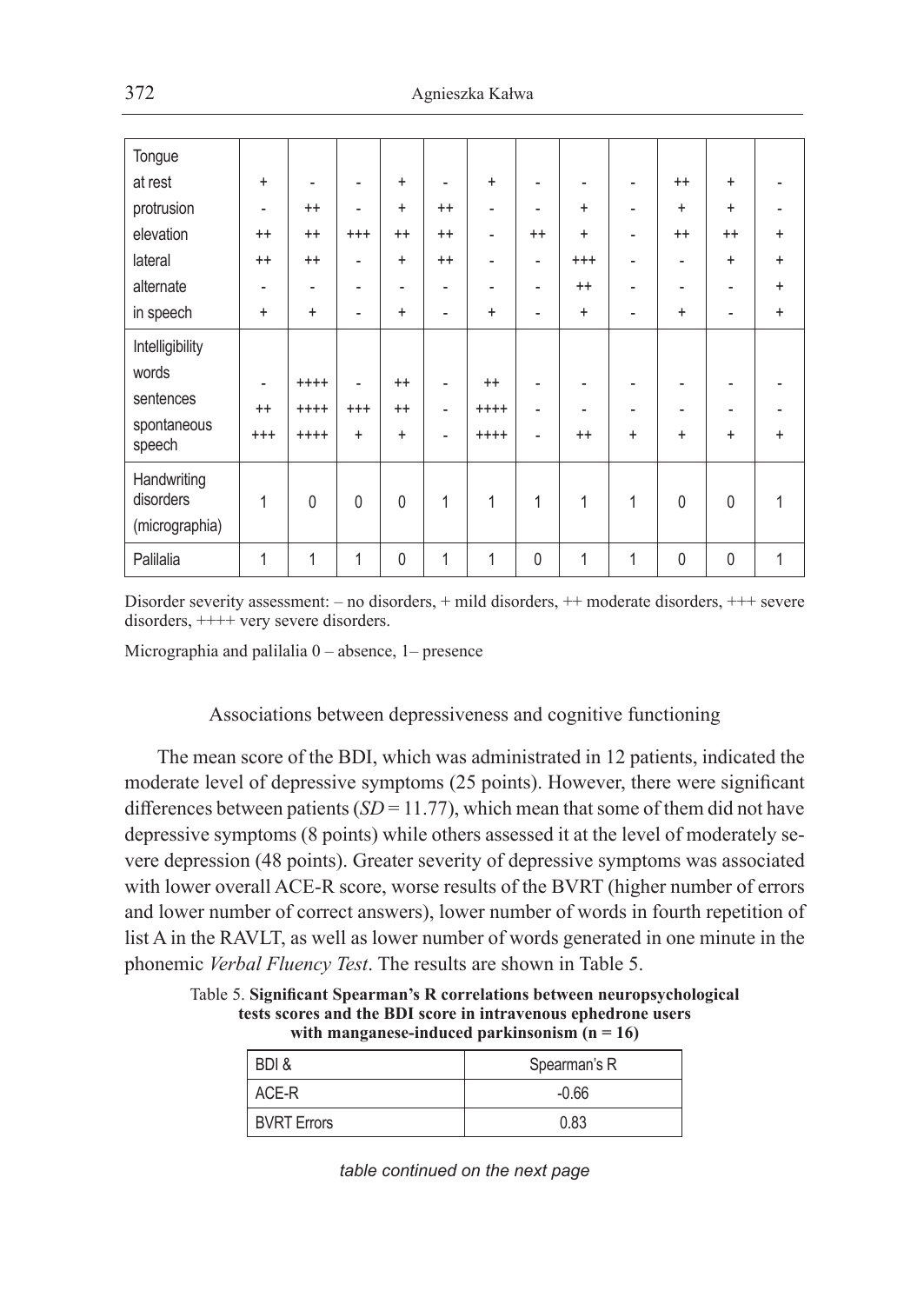| | | | | | | | | | | | | |
|---|---|---|---|---|---|---|---|---|---|---|---|---|
| Tongue | | | | | | | | | | | | |
| at rest | + | - | - | + | - | + | - | - | - | ++ | + | - |
| protrusion | - | ++ | - | + | ++ | - | - | + | - | + | + | - |
| elevation | ++ | ++ | +++ | ++ | ++ | - | ++ | + | - | ++ | ++ | + |
| lateral | ++ | ++ | - | + | ++ | - | - | +++ | - | - | + | + |
| alternate | - | - | - | - | - | - | - | ++ | - | - | - | + |
| in speech | + | + | - | + | - | + | - | + | - | + | - | + |
| Intelligibility | | | | | | | | | | | | |
| words | - | ++++ | - | ++ | - | ++ | - | - | - | - | - | - |
| sentences | ++ | ++++ | +++ | ++ | - | ++++ | - | - | - | - | - | - |
| spontaneous speech | +++ | ++++ | + | + | - | ++++ | - | ++ | + | + | + | + |
| Handwriting disorders (micrographia) | 1 | 0 | 0 | 0 | 1 | 1 | 1 | 1 | 1 | 0 | 0 | 1 |
| Palilalia | 1 | 1 | 1 | 0 | 1 | 1 | 0 | 1 | 1 | 0 | 0 | 1 |

Disorder severity assessment: – no disorders, + mild disorders, ++ moderate disorders, +++ severe disorders, ++++ very severe disorders.

Micrographia and palilalia 0 – absence, 1– presence

### Associations between depressiveness and cognitive functioning

The mean score of the BDI, which was administrated in 12 patients, indicated the moderate level of depressive symptoms (25 points). However, there were significant differences between patients ($SD = 11.77$), which mean that some of them did not have depressive symptoms (8 points) while others assessed it at the level of moderately severe depression (48 points). Greater severity of depressive symptoms was associated with lower overall ACE-R score, worse results of the BVRT (higher number of errors and lower number of correct answers), lower number of words in fourth repetition of list A in the RAVLT, as well as lower number of words generated in one minute in the phonemic *Verbal Fluency Test*. The results are shown in Table 5.

Table 5. **Significant Spearman's R correlations between neuropsychological tests scores and the BDI score in intravenous ephedrone users with manganese-induced parkinsonism (n = 16)**

| BDI & | Spearman's R |
|---|---|
| ACE-R | -0.66 |
| BVRT Errors | 0.83 |

*table continued on the next page*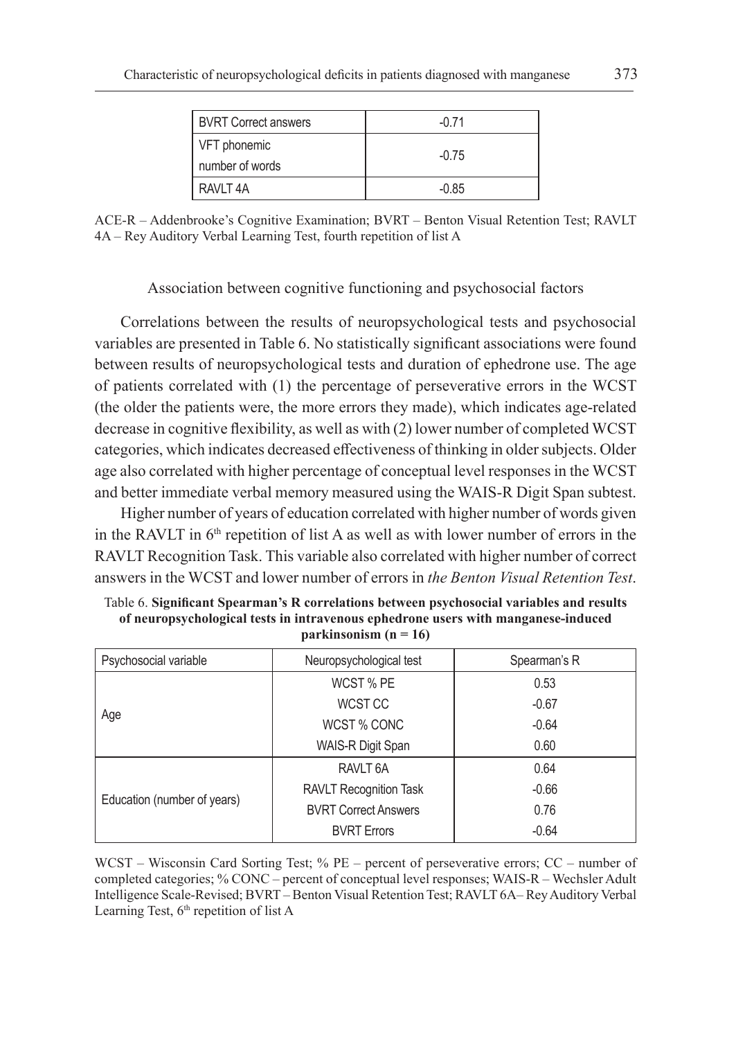| | |
|---|---|
| BVRT Correct answers | -0.71 |
| VFT phonemic number of words | -0.75 |
| RAVLT 4A | -0.85 |

ACE-R – Addenbrooke's Cognitive Examination; BVRT – Benton Visual Retention Test; RAVLT 4A – Rey Auditory Verbal Learning Test, fourth repetition of list A

### Association between cognitive functioning and psychosocial factors

Correlations between the results of neuropsychological tests and psychosocial variables are presented in Table 6. No statistically significant associations were found between results of neuropsychological tests and duration of ephedrone use. The age of patients correlated with (1) the percentage of perseverative errors in the WCST (the older the patients were, the more errors they made), which indicates age-related decrease in cognitive flexibility, as well as with (2) lower number of completed WCST categories, which indicates decreased effectiveness of thinking in older subjects. Older age also correlated with higher percentage of conceptual level responses in the WCST and better immediate verbal memory measured using the WAIS-R Digit Span subtest.

Higher number of years of education correlated with higher number of words given in the RAVLT in 6th repetition of list A as well as with lower number of errors in the RAVLT Recognition Task. This variable also correlated with higher number of correct answers in the WCST and lower number of errors in *the Benton Visual Retention Test*.

Table 6. **Significant Spearman's R correlations between psychosocial variables and results of neuropsychological tests in intravenous ephedrone users with manganese-induced parkinsonism (n = 16)**

| Psychosocial variable | Neuropsychological test | Spearman's R |
|---|---|---|
| Age | WCST % PE | 0.53 |
| | WCST CC | -0.67 |
| | WCST % CONC | -0.64 |
| | WAIS-R Digit Span | 0.60 |
| Education (number of years) | RAVLT 6A | 0.64 |
| | RAVLT Recognition Task | -0.66 |
| | BVRT Correct Answers | 0.76 |
| | BVRT Errors | -0.64 |

WCST – Wisconsin Card Sorting Test; % PE – percent of perseverative errors; CC – number of completed categories; % CONC – percent of conceptual level responses; WAIS-R – Wechsler Adult Intelligence Scale-Revised; BVRT – Benton Visual Retention Test; RAVLT 6A– Rey Auditory Verbal Learning Test, 6th repetition of list A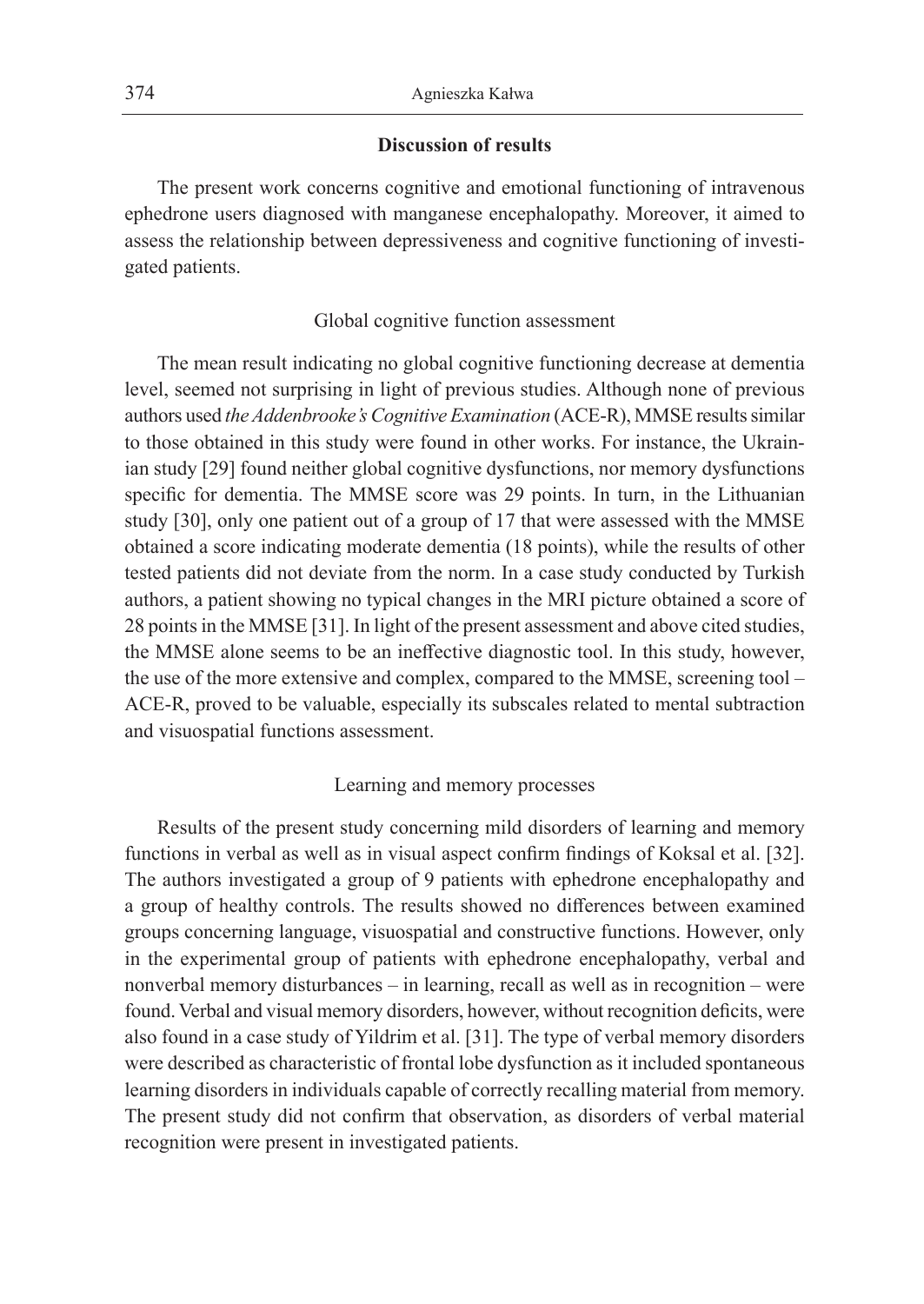## Discussion of results

The present work concerns cognitive and emotional functioning of intravenous ephedrone users diagnosed with manganese encephalopathy. Moreover, it aimed to assess the relationship between depressiveness and cognitive functioning of investigated patients.

### Global cognitive function assessment

The mean result indicating no global cognitive functioning decrease at dementia level, seemed not surprising in light of previous studies. Although none of previous authors used *the Addenbrooke's Cognitive Examination* (ACE-R), MMSE results similar to those obtained in this study were found in other works. For instance, the Ukrainian study [29] found neither global cognitive dysfunctions, nor memory dysfunctions specific for dementia. The MMSE score was 29 points. In turn, in the Lithuanian study [30], only one patient out of a group of 17 that were assessed with the MMSE obtained a score indicating moderate dementia (18 points), while the results of other tested patients did not deviate from the norm. In a case study conducted by Turkish authors, a patient showing no typical changes in the MRI picture obtained a score of 28 points in the MMSE [31]. In light of the present assessment and above cited studies, the MMSE alone seems to be an ineffective diagnostic tool. In this study, however, the use of the more extensive and complex, compared to the MMSE, screening tool – ACE-R, proved to be valuable, especially its subscales related to mental subtraction and visuospatial functions assessment.

### Learning and memory processes

Results of the present study concerning mild disorders of learning and memory functions in verbal as well as in visual aspect confirm findings of Koksal et al. [32]. The authors investigated a group of 9 patients with ephedrone encephalopathy and a group of healthy controls. The results showed no differences between examined groups concerning language, visuospatial and constructive functions. However, only in the experimental group of patients with ephedrone encephalopathy, verbal and nonverbal memory disturbances – in learning, recall as well as in recognition – were found. Verbal and visual memory disorders, however, without recognition deficits, were also found in a case study of Yildrim et al. [31]. The type of verbal memory disorders were described as characteristic of frontal lobe dysfunction as it included spontaneous learning disorders in individuals capable of correctly recalling material from memory. The present study did not confirm that observation, as disorders of verbal material recognition were present in investigated patients.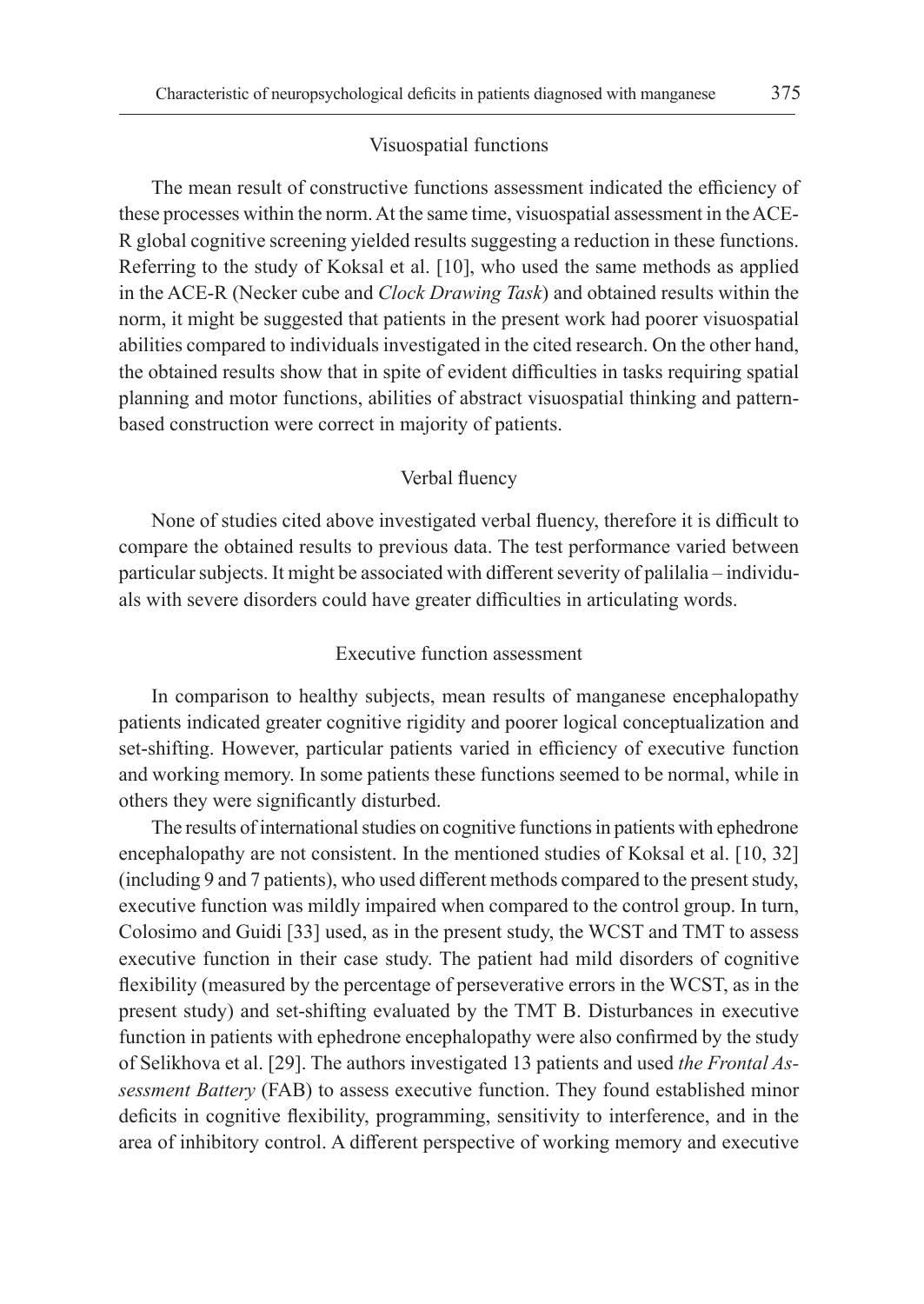### Visuospatial functions

The mean result of constructive functions assessment indicated the efficiency of these processes within the norm. At the same time, visuospatial assessment in the ACE-R global cognitive screening yielded results suggesting a reduction in these functions. Referring to the study of Koksal et al. [10], who used the same methods as applied in the ACE-R (Necker cube and *Clock Drawing Task*) and obtained results within the norm, it might be suggested that patients in the present work had poorer visuospatial abilities compared to individuals investigated in the cited research. On the other hand, the obtained results show that in spite of evident difficulties in tasks requiring spatial planning and motor functions, abilities of abstract visuospatial thinking and pattern-based construction were correct in majority of patients.

### Verbal fluency

None of studies cited above investigated verbal fluency, therefore it is difficult to compare the obtained results to previous data. The test performance varied between particular subjects. It might be associated with different severity of palilalia – individuals with severe disorders could have greater difficulties in articulating words.

### Executive function assessment

In comparison to healthy subjects, mean results of manganese encephalopathy patients indicated greater cognitive rigidity and poorer logical conceptualization and set-shifting. However, particular patients varied in efficiency of executive function and working memory. In some patients these functions seemed to be normal, while in others they were significantly disturbed.

The results of international studies on cognitive functions in patients with ephedrone encephalopathy are not consistent. In the mentioned studies of Koksal et al. [10, 32] (including 9 and 7 patients), who used different methods compared to the present study, executive function was mildly impaired when compared to the control group. In turn, Colosimo and Guidi [33] used, as in the present study, the WCST and TMT to assess executive function in their case study. The patient had mild disorders of cognitive flexibility (measured by the percentage of perseverative errors in the WCST, as in the present study) and set-shifting evaluated by the TMT B. Disturbances in executive function in patients with ephedrone encephalopathy were also confirmed by the study of Selikhova et al. [29]. The authors investigated 13 patients and used *the Frontal Assessment Battery* (FAB) to assess executive function. They found established minor deficits in cognitive flexibility, programming, sensitivity to interference, and in the area of inhibitory control. A different perspective of working memory and executive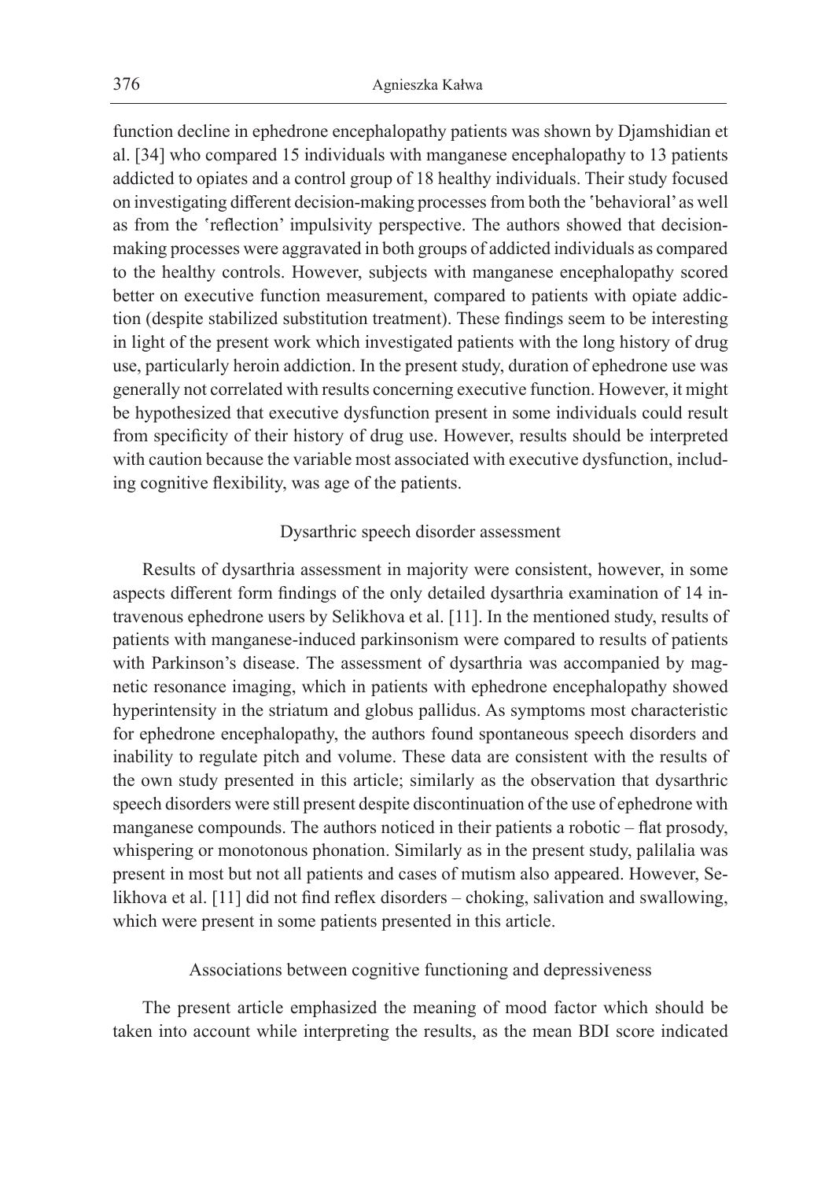function decline in ephedrone encephalopathy patients was shown by Djamshidian et al. [34] who compared 15 individuals with manganese encephalopathy to 13 patients addicted to opiates and a control group of 18 healthy individuals. Their study focused on investigating different decision-making processes from both the 'behavioral' as well as from the 'reflection' impulsivity perspective. The authors showed that decision-making processes were aggravated in both groups of addicted individuals as compared to the healthy controls. However, subjects with manganese encephalopathy scored better on executive function measurement, compared to patients with opiate addiction (despite stabilized substitution treatment). These findings seem to be interesting in light of the present work which investigated patients with the long history of drug use, particularly heroin addiction. In the present study, duration of ephedrone use was generally not correlated with results concerning executive function. However, it might be hypothesized that executive dysfunction present in some individuals could result from specificity of their history of drug use. However, results should be interpreted with caution because the variable most associated with executive dysfunction, including cognitive flexibility, was age of the patients.

### Dysarthric speech disorder assessment

Results of dysarthria assessment in majority were consistent, however, in some aspects different form findings of the only detailed dysarthria examination of 14 intravenous ephedrone users by Selikhova et al. [11]. In the mentioned study, results of patients with manganese-induced parkinsonism were compared to results of patients with Parkinson's disease. The assessment of dysarthria was accompanied by magnetic resonance imaging, which in patients with ephedrone encephalopathy showed hyperintensity in the striatum and globus pallidus. As symptoms most characteristic for ephedrone encephalopathy, the authors found spontaneous speech disorders and inability to regulate pitch and volume. These data are consistent with the results of the own study presented in this article; similarly as the observation that dysarthric speech disorders were still present despite discontinuation of the use of ephedrone with manganese compounds. The authors noticed in their patients a robotic – flat prosody, whispering or monotonous phonation. Similarly as in the present study, palilalia was present in most but not all patients and cases of mutism also appeared. However, Selikhova et al. [11] did not find reflex disorders – choking, salivation and swallowing, which were present in some patients presented in this article.

### Associations between cognitive functioning and depressiveness

The present article emphasized the meaning of mood factor which should be taken into account while interpreting the results, as the mean BDI score indicated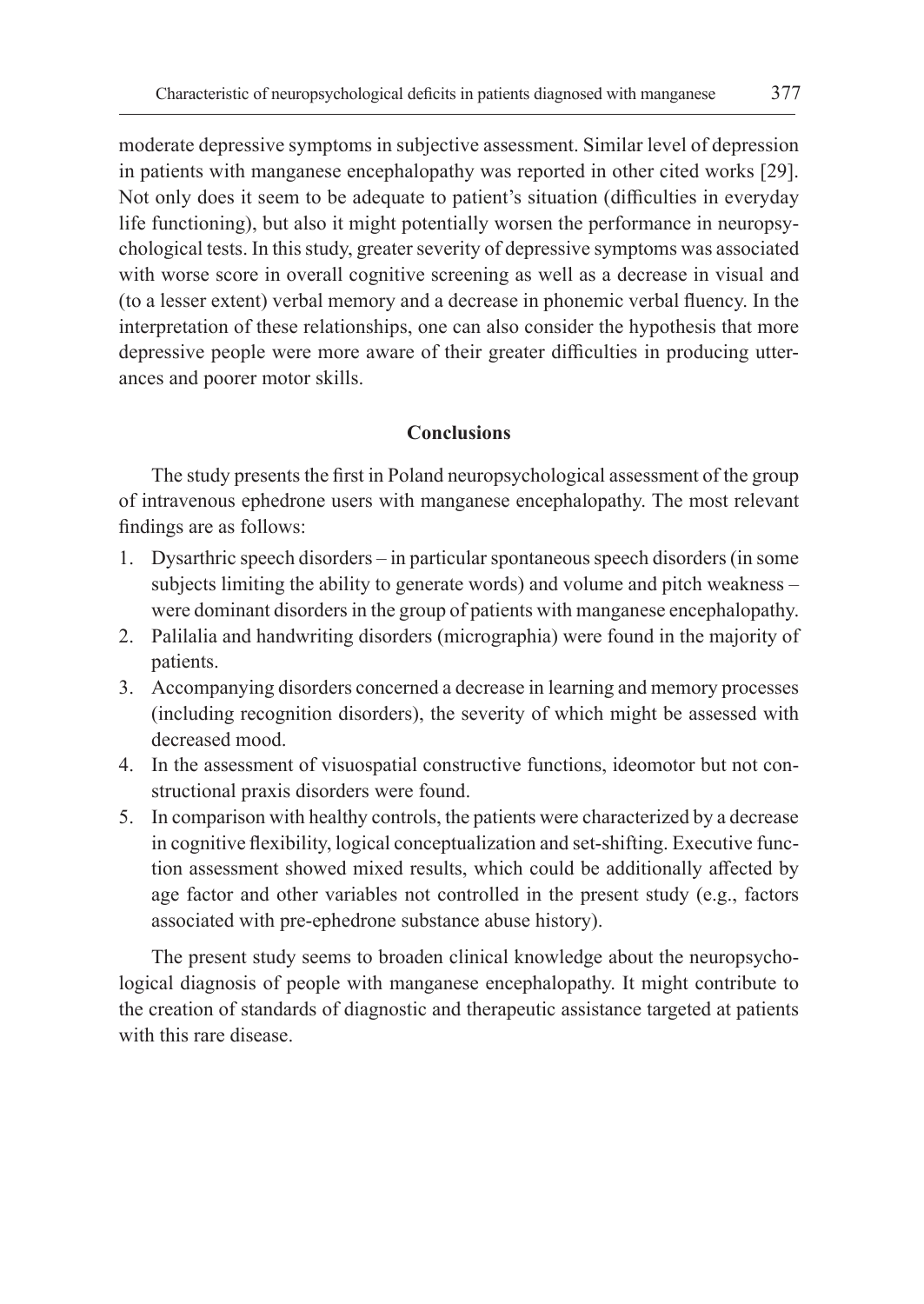moderate depressive symptoms in subjective assessment. Similar level of depression in patients with manganese encephalopathy was reported in other cited works [29]. Not only does it seem to be adequate to patient's situation (difficulties in everyday life functioning), but also it might potentially worsen the performance in neuropsychological tests. In this study, greater severity of depressive symptoms was associated with worse score in overall cognitive screening as well as a decrease in visual and (to a lesser extent) verbal memory and a decrease in phonemic verbal fluency. In the interpretation of these relationships, one can also consider the hypothesis that more depressive people were more aware of their greater difficulties in producing utterances and poorer motor skills.

## Conclusions

The study presents the first in Poland neuropsychological assessment of the group of intravenous ephedrone users with manganese encephalopathy. The most relevant findings are as follows:

1. Dysarthric speech disorders – in particular spontaneous speech disorders (in some subjects limiting the ability to generate words) and volume and pitch weakness – were dominant disorders in the group of patients with manganese encephalopathy.
2. Palilalia and handwriting disorders (micrographia) were found in the majority of patients.
3. Accompanying disorders concerned a decrease in learning and memory processes (including recognition disorders), the severity of which might be assessed with decreased mood.
4. In the assessment of visuospatial constructive functions, ideomotor but not constructional praxis disorders were found.
5. In comparison with healthy controls, the patients were characterized by a decrease in cognitive flexibility, logical conceptualization and set-shifting. Executive function assessment showed mixed results, which could be additionally affected by age factor and other variables not controlled in the present study (e.g., factors associated with pre-ephedrone substance abuse history).

The present study seems to broaden clinical knowledge about the neuropsychological diagnosis of people with manganese encephalopathy. It might contribute to the creation of standards of diagnostic and therapeutic assistance targeted at patients with this rare disease.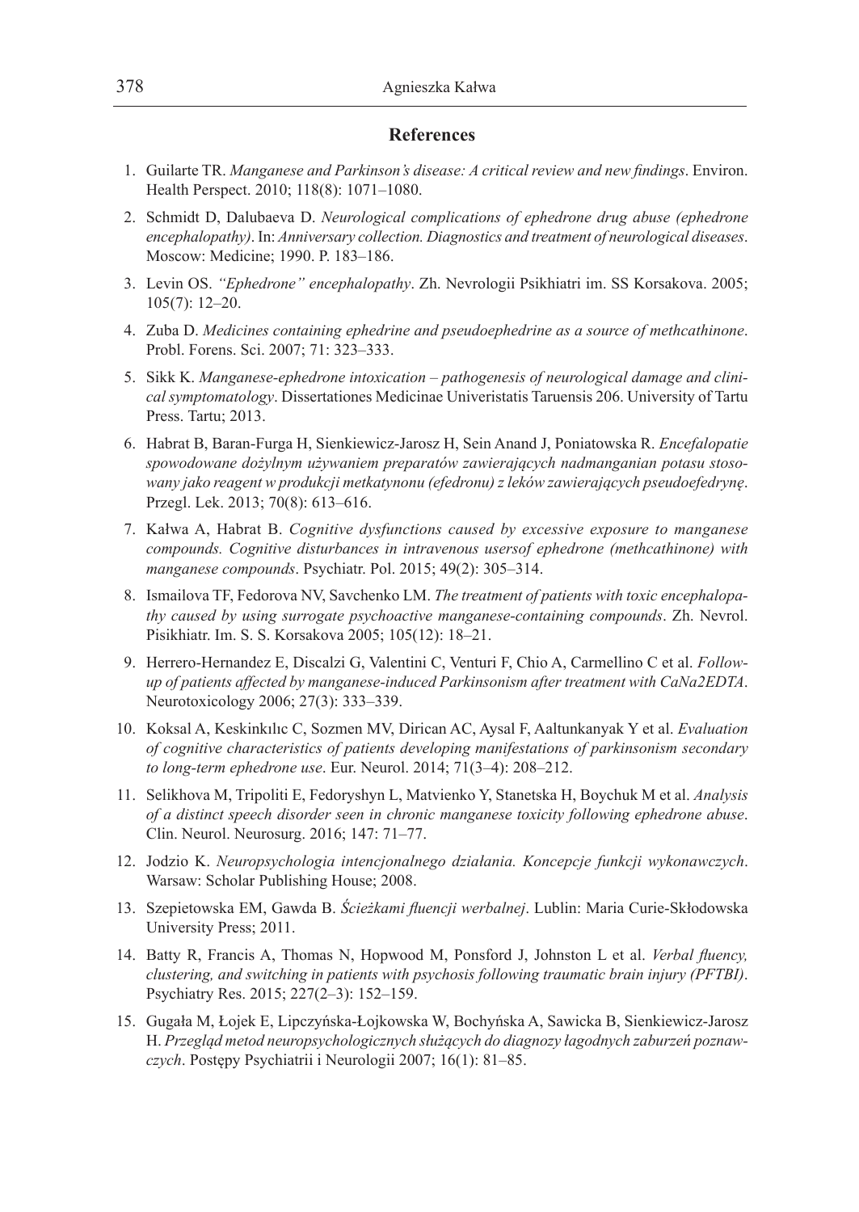## References

1. Guilarte TR. *Manganese and Parkinson's disease: A critical review and new findings*. Environ. Health Perspect. 2010; 118(8): 1071–1080.
2. Schmidt D, Dalubaeva D. *Neurological complications of ephedrone drug abuse (ephedrone encephalopathy)*. In: *Anniversary collection. Diagnostics and treatment of neurological diseases*. Moscow: Medicine; 1990. P. 183–186.
3. Levin OS. *"Ephedrone" encephalopathy*. Zh. Nevrologii Psikhiatri im. SS Korsakova. 2005; 105(7): 12–20.
4. Zuba D. *Medicines containing ephedrine and pseudoephedrine as a source of methcathinone*. Probl. Forens. Sci. 2007; 71: 323–333.
5. Sikk K. *Manganese-ephedrone intoxication – pathogenesis of neurological damage and clinical symptomatology*. Dissertationes Medicinae Univeristatis Taruensis 206. University of Tartu Press. Tartu; 2013.
6. Habrat B, Baran-Furga H, Sienkiewicz-Jarosz H, Sein Anand J, Poniatowska R. *Encefalopatie spowodowane dożylnym używaniem preparatów zawierających nadmanganian potasu stosowany jako reagent w produkcji metkatynonu (efedronu) z leków zawierających pseudoefedrynę*. Przegl. Lek. 2013; 70(8): 613–616.
7. Kałwa A, Habrat B. *Cognitive dysfunctions caused by excessive exposure to manganese compounds. Cognitive disturbances in intravenous usersof ephedrone (methcathinone) with manganese compounds*. Psychiatr. Pol. 2015; 49(2): 305–314.
8. Ismailova TF, Fedorova NV, Savchenko LM. *The treatment of patients with toxic encephalopathy caused by using surrogate psychoactive manganese-containing compounds*. Zh. Nevrol. Pisikhiatr. Im. S. S. Korsakova 2005; 105(12): 18–21.
9. Herrero-Hernandez E, Discalzi G, Valentini C, Venturi F, Chio A, Carmellino C et al. *Follow-up of patients affected by manganese-induced Parkinsonism after treatment with CaNa2EDTA*. Neurotoxicology 2006; 27(3): 333–339.
10. Koksal A, Keskinkılıc C, Sozmen MV, Dirican AC, Aysal F, Aaltunkanyak Y et al. *Evaluation of cognitive characteristics of patients developing manifestations of parkinsonism secondary to long-term ephedrone use*. Eur. Neurol. 2014; 71(3–4): 208–212.
11. Selikhova M, Tripoliti E, Fedoryshyn L, Matvienko Y, Stanetska H, Boychuk M et al. *Analysis of a distinct speech disorder seen in chronic manganese toxicity following ephedrone abuse*. Clin. Neurol. Neurosurg. 2016; 147: 71–77.
12. Jodzio K. *Neuropsychologia intencjonalnego działania. Koncepcje funkcji wykonawczych*. Warsaw: Scholar Publishing House; 2008.
13. Szepietowska EM, Gawda B. *Ścieżkami fluencji werbalnej*. Lublin: Maria Curie-Skłodowska University Press; 2011.
14. Batty R, Francis A, Thomas N, Hopwood M, Ponsford J, Johnston L et al. *Verbal fluency, clustering, and switching in patients with psychosis following traumatic brain injury (PFTBI)*. Psychiatry Res. 2015; 227(2–3): 152–159.
15. Gugała M, Łojek E, Lipczyńska-Łojkowska W, Bochyńska A, Sawicka B, Sienkiewicz-Jarosz H. *Przegląd metod neuropsychologicznych służących do diagnozy łagodnych zaburzeń poznawczych*. Postępy Psychiatrii i Neurologii 2007; 16(1): 81–85.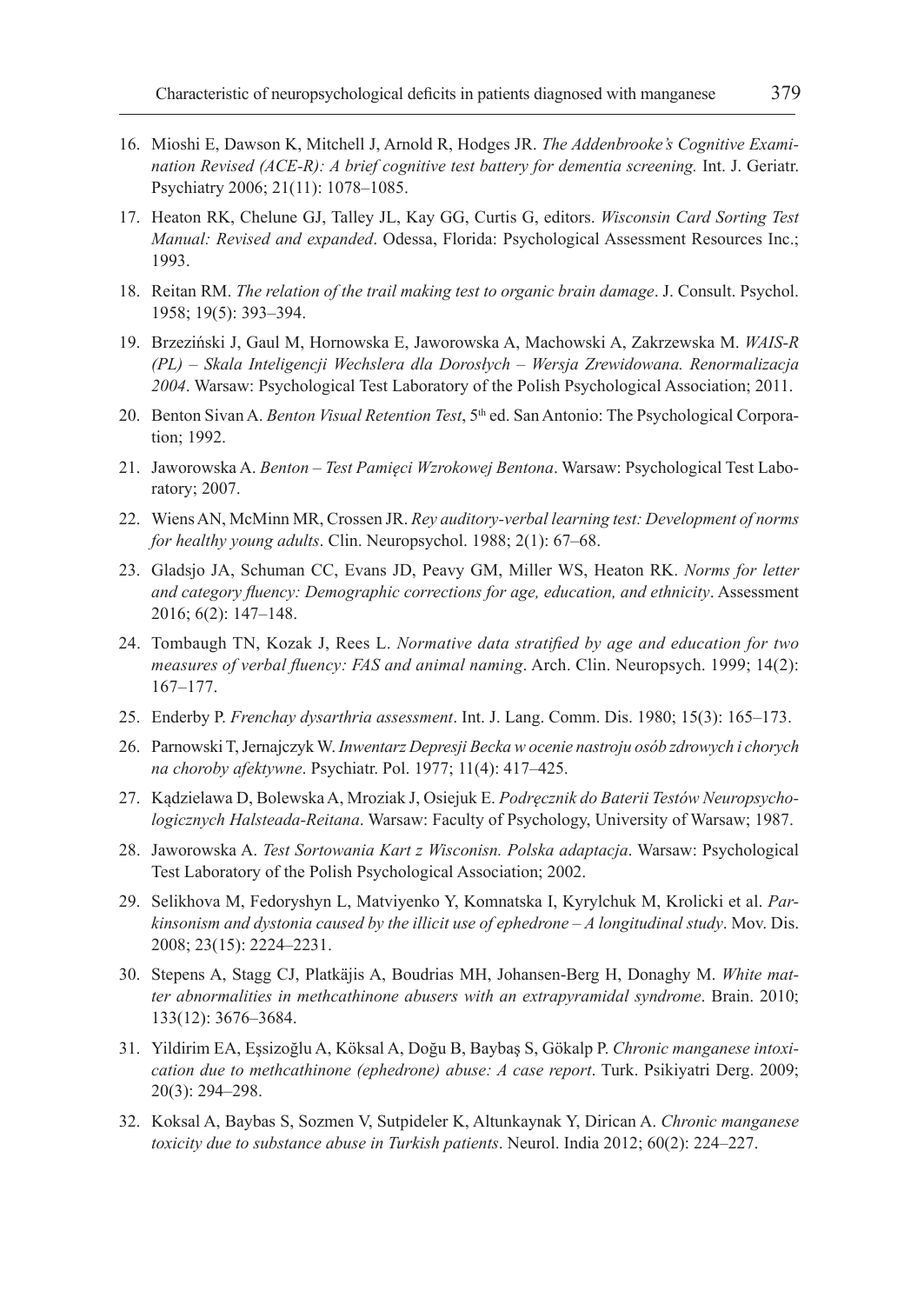16. Mioshi E, Dawson K, Mitchell J, Arnold R, Hodges JR. *The Addenbrooke's Cognitive Examination Revised (ACE-R): A brief cognitive test battery for dementia screening.* Int. J. Geriatr. Psychiatry 2006; 21(11): 1078–1085.
17. Heaton RK, Chelune GJ, Talley JL, Kay GG, Curtis G, editors. *Wisconsin Card Sorting Test Manual: Revised and expanded*. Odessa, Florida: Psychological Assessment Resources Inc.; 1993.
18. Reitan RM. *The relation of the trail making test to organic brain damage*. J. Consult. Psychol. 1958; 19(5): 393–394.
19. Brzeziński J, Gaul M, Hornowska E, Jaworowska A, Machowski A, Zakrzewska M. *WAIS-R (PL) – Skala Inteligencji Wechslera dla Dorosłych – Wersja Zrewidowana. Renormalizacja 2004*. Warsaw: Psychological Test Laboratory of the Polish Psychological Association; 2011.
20. Benton Sivan A. *Benton Visual Retention Test*, 5th ed. San Antonio: The Psychological Corporation; 1992.
21. Jaworowska A. *Benton – Test Pamięci Wzrokowej Bentona*. Warsaw: Psychological Test Laboratory; 2007.
22. Wiens AN, McMinn MR, Crossen JR. *Rey auditory-verbal learning test: Development of norms for healthy young adults*. Clin. Neuropsychol. 1988; 2(1): 67–68.
23. Gladsjo JA, Schuman CC, Evans JD, Peavy GM, Miller WS, Heaton RK. *Norms for letter and category fluency: Demographic corrections for age, education, and ethnicity*. Assessment 2016; 6(2): 147–148.
24. Tombaugh TN, Kozak J, Rees L. *Normative data stratified by age and education for two measures of verbal fluency: FAS and animal naming*. Arch. Clin. Neuropsych. 1999; 14(2): 167–177.
25. Enderby P. *Frenchay dysarthria assessment*. Int. J. Lang. Comm. Dis. 1980; 15(3): 165–173.
26. Parnowski T, Jernajczyk W. *Inwentarz Depresji Becka w ocenie nastroju osób zdrowych i chorych na choroby afektywne*. Psychiatr. Pol. 1977; 11(4): 417–425.
27. Kądzielawa D, Bolewska A, Mroziak J, Osiejuk E. *Podręcznik do Baterii Testów Neuropsychologicznych Halsteada-Reitana*. Warsaw: Faculty of Psychology, University of Warsaw; 1987.
28. Jaworowska A. *Test Sortowania Kart z Wisconisn. Polska adaptacja*. Warsaw: Psychological Test Laboratory of the Polish Psychological Association; 2002.
29. Selikhova M, Fedoryshyn L, Matviyenko Y, Komnatska I, Kyrylchuk M, Krolicki et al. *Parkinsonism and dystonia caused by the illicit use of ephedrone – A longitudinal study*. Mov. Dis. 2008; 23(15): 2224–2231.
30. Stepens A, Stagg CJ, Platkäjis A, Boudrias MH, Johansen-Berg H, Donaghy M. *White matter abnormalities in methcathinone abusers with an extrapyramidal syndrome*. Brain. 2010; 133(12): 3676–3684.
31. Yildirim EA, Eşsizoğlu A, Köksal A, Doğu B, Baybaş S, Gökalp P. *Chronic manganese intoxication due to methcathinone (ephedrone) abuse: A case report*. Turk. Psikiyatri Derg. 2009; 20(3): 294–298.
32. Koksal A, Baybas S, Sozmen V, Sutpideler K, Altunkaynak Y, Dirican A. *Chronic manganese toxicity due to substance abuse in Turkish patients*. Neurol. India 2012; 60(2): 224–227.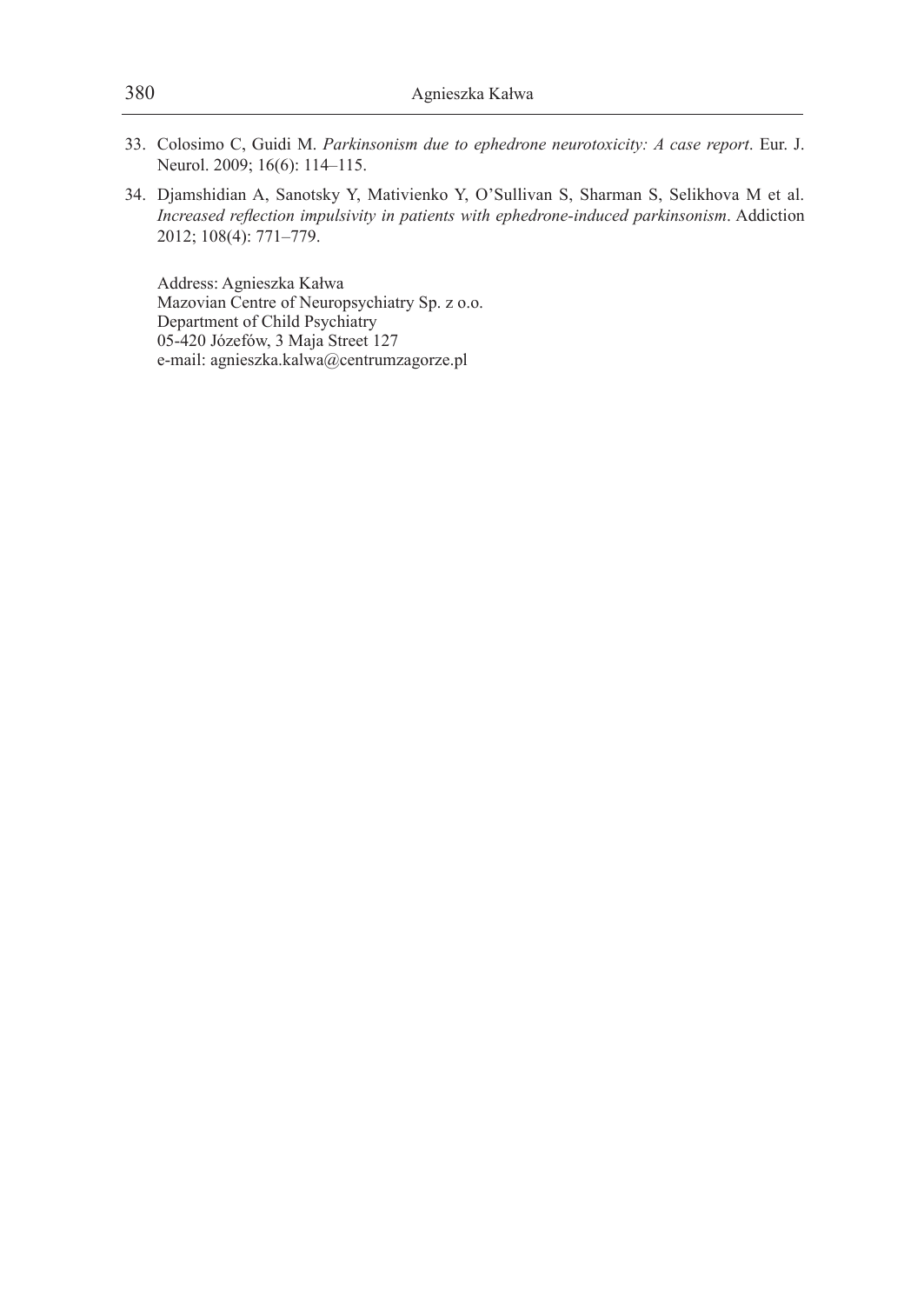33. Colosimo C, Guidi M. *Parkinsonism due to ephedrone neurotoxicity: A case report*. Eur. J. Neurol. 2009; 16(6): 114–115.
34. Djamshidian A, Sanotsky Y, Mativienko Y, O'Sullivan S, Sharman S, Selikhova M et al. *Increased reflection impulsivity in patients with ephedrone-induced parkinsonism*. Addiction 2012; 108(4): 771–779.

Address: Agnieszka Kałwa
Mazovian Centre of Neuropsychiatry Sp. z o.o.
Department of Child Psychiatry
05-420 Józefów, 3 Maja Street 127
e-mail: agnieszka.kalwa@centrumzagorze.pl